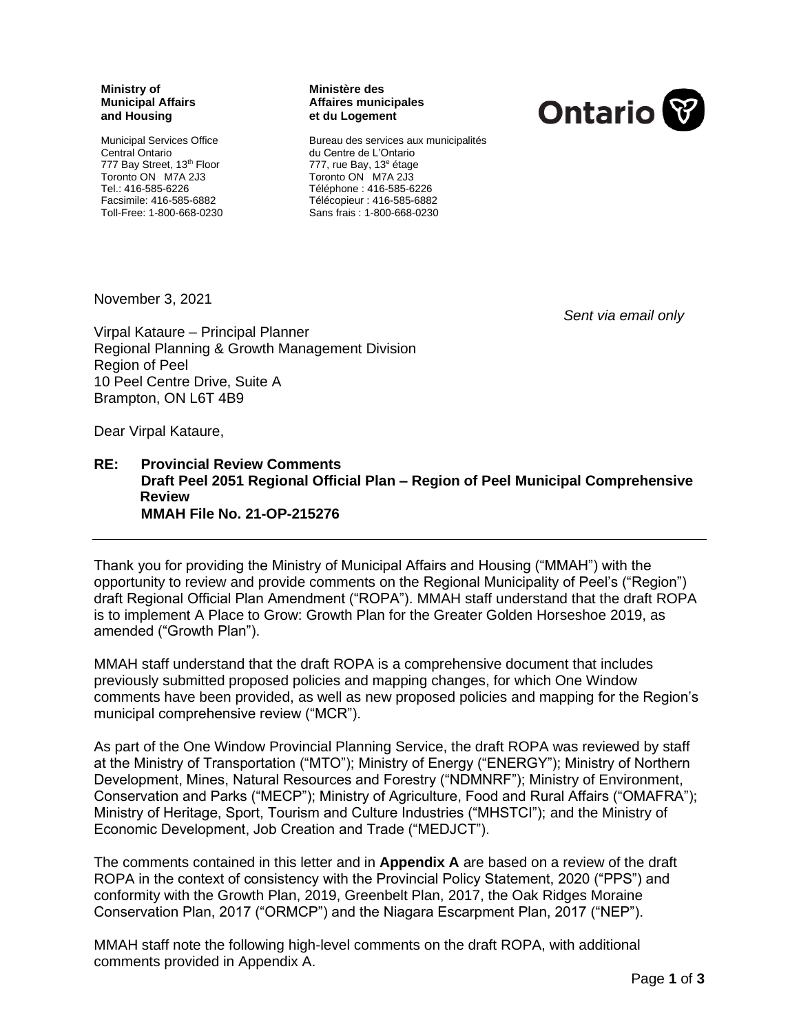**Ministry of Municipal Affairs and Housing**

Municipal Services Office
Central Ontario
777 Bay Street, 13th Floor
Toronto ON M7A 2J3
Tel.: 416-585-6226
Facsimile: 416-585-6882
Toll-Free: 1-800-668-0230

**Ministère des Affaires municipales et du Logement**

Bureau des services aux municipalités du Centre de L'Ontario
777, rue Bay, 13e étage
Toronto ON M7A 2J3
Téléphone : 416-585-6226
Télécopieur : 416-585-6882
Sans frais : 1-800-668-0230

November 3, 2021

*Sent via email only*

Virpal Kataure – Principal Planner
Regional Planning & Growth Management Division
Region of Peel
10 Peel Centre Drive, Suite A
Brampton, ON L6T 4B9

Dear Virpal Kataure,

**RE: Provincial Review Comments**
**Draft Peel 2051 Regional Official Plan – Region of Peel Municipal Comprehensive Review**
**MMAH File No. 21-OP-215276**

---

Thank you for providing the Ministry of Municipal Affairs and Housing ("MMAH") with the opportunity to review and provide comments on the Regional Municipality of Peel's ("Region") draft Regional Official Plan Amendment ("ROPA"). MMAH staff understand that the draft ROPA is to implement A Place to Grow: Growth Plan for the Greater Golden Horseshoe 2019, as amended ("Growth Plan").

MMAH staff understand that the draft ROPA is a comprehensive document that includes previously submitted proposed policies and mapping changes, for which One Window comments have been provided, as well as new proposed policies and mapping for the Region's municipal comprehensive review ("MCR").

As part of the One Window Provincial Planning Service, the draft ROPA was reviewed by staff at the Ministry of Transportation ("MTO"); Ministry of Energy ("ENERGY"); Ministry of Northern Development, Mines, Natural Resources and Forestry ("NDMNRF"); Ministry of Environment, Conservation and Parks ("MECP"); Ministry of Agriculture, Food and Rural Affairs ("OMAFRA"); Ministry of Heritage, Sport, Tourism and Culture Industries ("MHSTCI"); and the Ministry of Economic Development, Job Creation and Trade ("MEDJCT").

The comments contained in this letter and in **Appendix A** are based on a review of the draft ROPA in the context of consistency with the Provincial Policy Statement, 2020 ("PPS") and conformity with the Growth Plan, 2019, Greenbelt Plan, 2017, the Oak Ridges Moraine Conservation Plan, 2017 ("ORMCP") and the Niagara Escarpment Plan, 2017 ("NEP").

MMAH staff note the following high-level comments on the draft ROPA, with additional comments provided in Appendix A.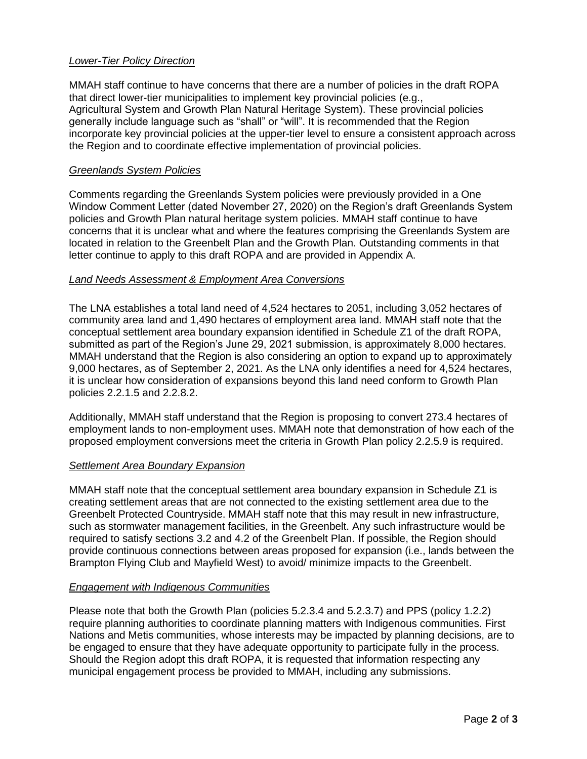*Lower-Tier Policy Direction*

MMAH staff continue to have concerns that there are a number of policies in the draft ROPA that direct lower-tier municipalities to implement key provincial policies (e.g., Agricultural System and Growth Plan Natural Heritage System). These provincial policies generally include language such as "shall" or "will". It is recommended that the Region incorporate key provincial policies at the upper-tier level to ensure a consistent approach across the Region and to coordinate effective implementation of provincial policies.

*Greenlands System Policies*

Comments regarding the Greenlands System policies were previously provided in a One Window Comment Letter (dated November 27, 2020) on the Region's draft Greenlands System policies and Growth Plan natural heritage system policies. MMAH staff continue to have concerns that it is unclear what and where the features comprising the Greenlands System are located in relation to the Greenbelt Plan and the Growth Plan. Outstanding comments in that letter continue to apply to this draft ROPA and are provided in Appendix A.

*Land Needs Assessment & Employment Area Conversions*

The LNA establishes a total land need of 4,524 hectares to 2051, including 3,052 hectares of community area land and 1,490 hectares of employment area land. MMAH staff note that the conceptual settlement area boundary expansion identified in Schedule Z1 of the draft ROPA, submitted as part of the Region's June 29, 2021 submission, is approximately 8,000 hectares. MMAH understand that the Region is also considering an option to expand up to approximately 9,000 hectares, as of September 2, 2021. As the LNA only identifies a need for 4,524 hectares, it is unclear how consideration of expansions beyond this land need conform to Growth Plan policies 2.2.1.5 and 2.2.8.2.

Additionally, MMAH staff understand that the Region is proposing to convert 273.4 hectares of employment lands to non-employment uses. MMAH note that demonstration of how each of the proposed employment conversions meet the criteria in Growth Plan policy 2.2.5.9 is required.

*Settlement Area Boundary Expansion*

MMAH staff note that the conceptual settlement area boundary expansion in Schedule Z1 is creating settlement areas that are not connected to the existing settlement area due to the Greenbelt Protected Countryside. MMAH staff note that this may result in new infrastructure, such as stormwater management facilities, in the Greenbelt. Any such infrastructure would be required to satisfy sections 3.2 and 4.2 of the Greenbelt Plan. If possible, the Region should provide continuous connections between areas proposed for expansion (i.e., lands between the Brampton Flying Club and Mayfield West) to avoid/ minimize impacts to the Greenbelt.

*Engagement with Indigenous Communities*

Please note that both the Growth Plan (policies 5.2.3.4 and 5.2.3.7) and PPS (policy 1.2.2) require planning authorities to coordinate planning matters with Indigenous communities. First Nations and Metis communities, whose interests may be impacted by planning decisions, are to be engaged to ensure that they have adequate opportunity to participate fully in the process. Should the Region adopt this draft ROPA, it is requested that information respecting any municipal engagement process be provided to MMAH, including any submissions.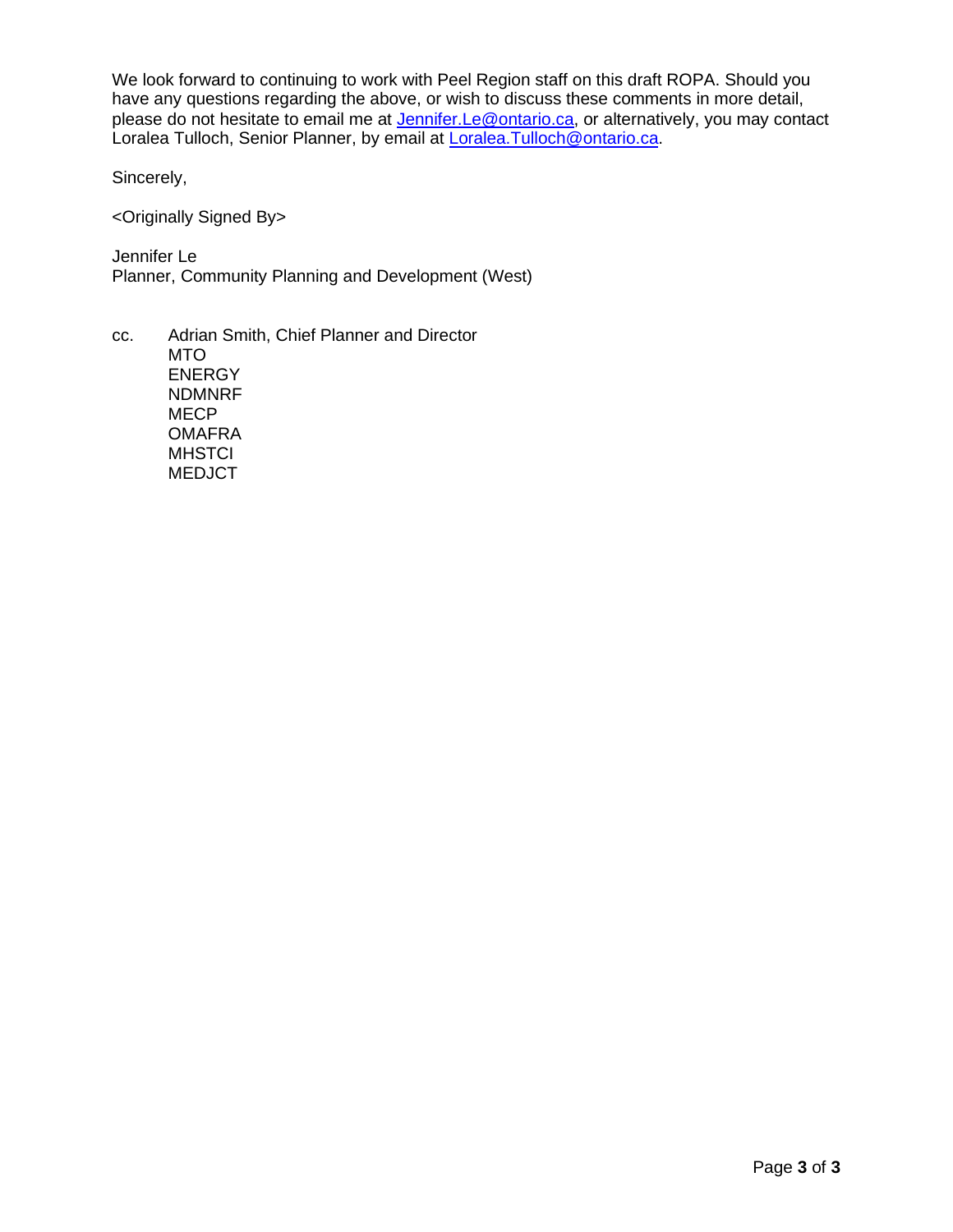We look forward to continuing to work with Peel Region staff on this draft ROPA. Should you have any questions regarding the above, or wish to discuss these comments in more detail, please do not hesitate to email me at Jennifer.Le@ontario.ca, or alternatively, you may contact Loralea Tulloch, Senior Planner, by email at Loralea.Tulloch@ontario.ca.

Sincerely,

<Originally Signed By>

Jennifer Le
Planner, Community Planning and Development (West)

cc. Adrian Smith, Chief Planner and Director
MTO
ENERGY
NDMNRF
MECP
OMAFRA
MHSTCI
MEDJCT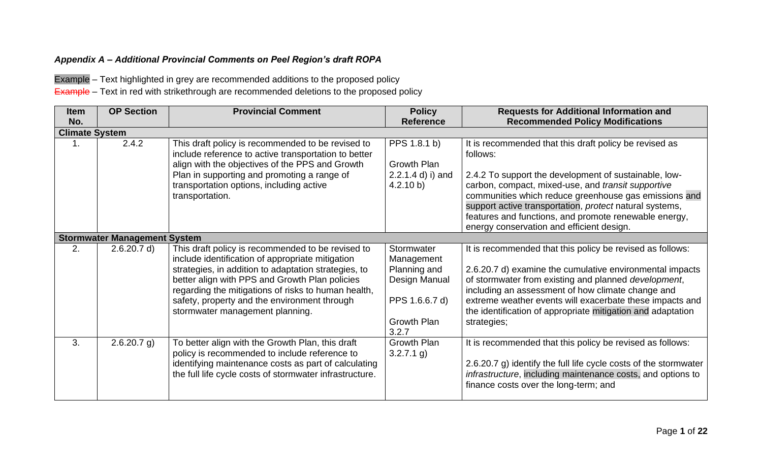### *Appendix A – Additional Provincial Comments on Peel Region's draft ROPA*

Example – Text highlighted in grey are recommended additions to the proposed policy
~~Example~~ – Text in red with strikethrough are recommended deletions to the proposed policy

| Item No. | OP Section | Provincial Comment | Policy Reference | Requests for Additional Information and Recommended Policy Modifications |
|---|---|---|---|---|
| **Climate System** | | | | |
| 1. | 2.4.2 | This draft policy is recommended to be revised to include reference to active transportation to better align with the objectives of the PPS and Growth Plan in supporting and promoting a range of transportation options, including active transportation. | PPS 1.8.1 b)<br><br>Growth Plan 2.2.1.4 d) i) and 4.2.10 b) | It is recommended that this draft policy be revised as follows:<br><br>2.4.2 To support the development of sustainable, low-carbon, compact, mixed-use, and *transit supportive* communities which reduce greenhouse gas emissions and support active transportation, *protect* natural systems, features and functions, and promote renewable energy, energy conservation and efficient design. |
| **Stormwater Management System** | | | | |
| 2. | 2.6.20.7 d) | This draft policy is recommended to be revised to include identification of appropriate mitigation strategies, in addition to adaptation strategies, to better align with PPS and Growth Plan policies regarding the mitigations of risks to human health, safety, property and the environment through stormwater management planning. | Stormwater Management Planning and Design Manual<br><br>PPS 1.6.6.7 d)<br><br>Growth Plan 3.2.7 | It is recommended that this policy be revised as follows:<br><br>2.6.20.7 d) examine the cumulative environmental impacts of stormwater from existing and planned *development*, including an assessment of how climate change and extreme weather events will exacerbate these impacts and the identification of appropriate mitigation and adaptation strategies; |
| 3. | 2.6.20.7 g) | To better align with the Growth Plan, this draft policy is recommended to include reference to identifying maintenance costs as part of calculating the full life cycle costs of stormwater infrastructure. | Growth Plan 3.2.7.1 g) | It is recommended that this policy be revised as follows:<br><br>2.6.20.7 g) identify the full life cycle costs of the stormwater *infrastructure*, including maintenance costs, and options to finance costs over the long-term; and |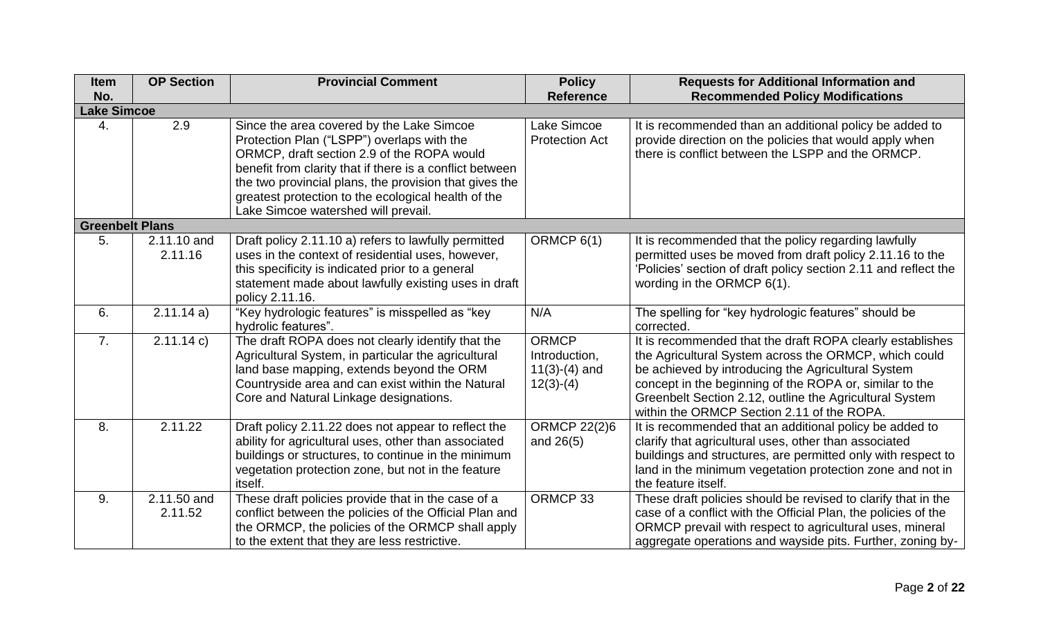| Item No. | OP Section | Provincial Comment | Policy Reference | Requests for Additional Information and Recommended Policy Modifications |
|---|---|---|---|---|
| **Lake Simcoe** | | | | |
| 4. | 2.9 | Since the area covered by the Lake Simcoe Protection Plan ("LSPP") overlaps with the ORMCP, draft section 2.9 of the ROPA would benefit from clarity that if there is a conflict between the two provincial plans, the provision that gives the greatest protection to the ecological health of the Lake Simcoe watershed will prevail. | Lake Simcoe Protection Act | It is recommended than an additional policy be added to provide direction on the policies that would apply when there is conflict between the LSPP and the ORMCP. |
| **Greenbelt Plans** | | | | |
| 5. | 2.11.10 and 2.11.16 | Draft policy 2.11.10 a) refers to lawfully permitted uses in the context of residential uses, however, this specificity is indicated prior to a general statement made about lawfully existing uses in draft policy 2.11.16. | ORMCP 6(1) | It is recommended that the policy regarding lawfully permitted uses be moved from draft policy 2.11.16 to the 'Policies' section of draft policy section 2.11 and reflect the wording in the ORMCP 6(1). |
| 6. | 2.11.14 a) | "Key hydrologic features" is misspelled as "key hydrolic features". | N/A | The spelling for "key hydrologic features" should be corrected. |
| 7. | 2.11.14 c) | The draft ROPA does not clearly identify that the Agricultural System, in particular the agricultural land base mapping, extends beyond the ORM Countryside area and can exist within the Natural Core and Natural Linkage designations. | ORMCP Introduction, 11(3)-(4) and 12(3)-(4) | It is recommended that the draft ROPA clearly establishes the Agricultural System across the ORMCP, which could be achieved by introducing the Agricultural System concept in the beginning of the ROPA or, similar to the Greenbelt Section 2.12, outline the Agricultural System within the ORMCP Section 2.11 of the ROPA. |
| 8. | 2.11.22 | Draft policy 2.11.22 does not appear to reflect the ability for agricultural uses, other than associated buildings or structures, to continue in the minimum vegetation protection zone, but not in the feature itself. | ORMCP 22(2)6 and 26(5) | It is recommended that an additional policy be added to clarify that agricultural uses, other than associated buildings and structures, are permitted only with respect to land in the minimum vegetation protection zone and not in the feature itself. |
| 9. | 2.11.50 and 2.11.52 | These draft policies provide that in the case of a conflict between the policies of the Official Plan and the ORMCP, the policies of the ORMCP shall apply to the extent that they are less restrictive. | ORMCP 33 | These draft policies should be revised to clarify that in the case of a conflict with the Official Plan, the policies of the ORMCP prevail with respect to agricultural uses, mineral aggregate operations and wayside pits. Further, zoning by- |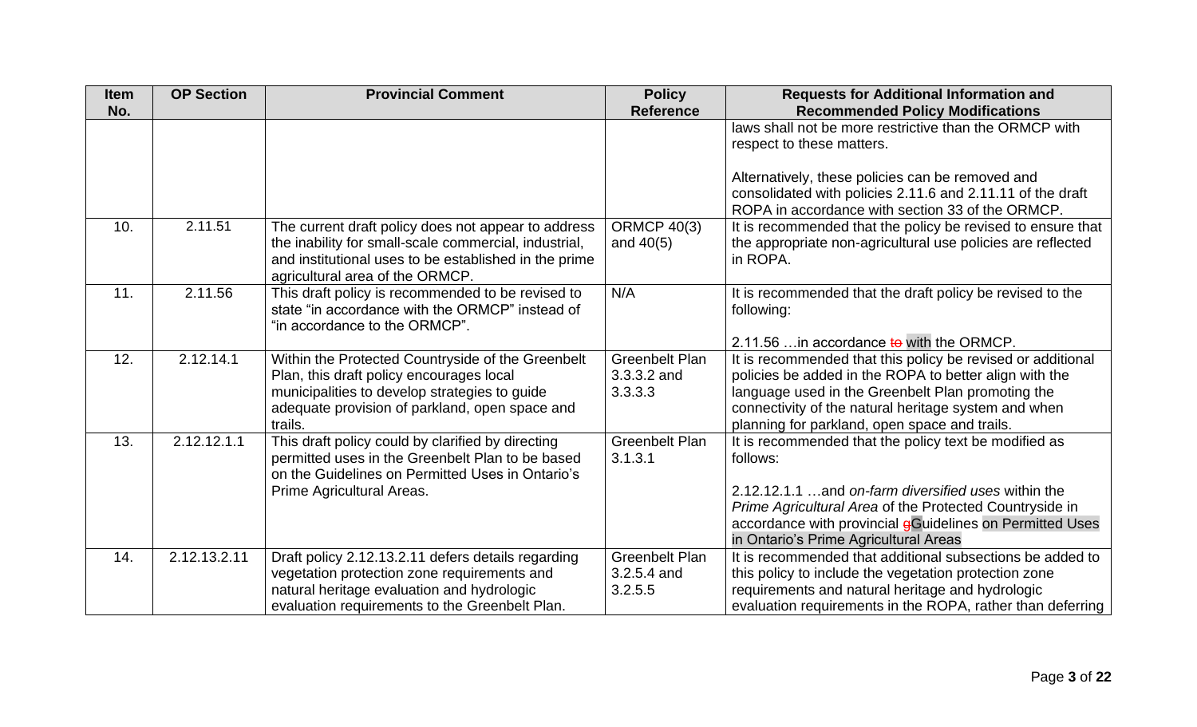| Item No. | OP Section | Provincial Comment | Policy Reference | Requests for Additional Information and Recommended Policy Modifications |
| --- | --- | --- | --- | --- |
| | | | | laws shall not be more restrictive than the ORMCP with respect to these matters.<br><br>Alternatively, these policies can be removed and consolidated with policies 2.11.6 and 2.11.11 of the draft ROPA in accordance with section 33 of the ORMCP. |
| 10. | 2.11.51 | The current draft policy does not appear to address the inability for small-scale commercial, industrial, and institutional uses to be established in the prime agricultural area of the ORMCP. | ORMCP 40(3) and 40(5) | It is recommended that the policy be revised to ensure that the appropriate non-agricultural use policies are reflected in ROPA. |
| 11. | 2.11.56 | This draft policy is recommended to be revised to state "in accordance with the ORMCP" instead of "in accordance to the ORMCP". | N/A | It is recommended that the draft policy be revised to the following:<br><br>2.11.56 …in accordance ~~to~~ with the ORMCP. |
| 12. | 2.12.14.1 | Within the Protected Countryside of the Greenbelt Plan, this draft policy encourages local municipalities to develop strategies to guide adequate provision of parkland, open space and trails. | Greenbelt Plan 3.3.3.2 and 3.3.3.3 | It is recommended that this policy be revised or additional policies be added in the ROPA to better align with the language used in the Greenbelt Plan promoting the connectivity of the natural heritage system and when planning for parkland, open space and trails. |
| 13. | 2.12.12.1.1 | This draft policy could by clarified by directing permitted uses in the Greenbelt Plan to be based on the Guidelines on Permitted Uses in Ontario's Prime Agricultural Areas. | Greenbelt Plan 3.1.3.1 | It is recommended that the policy text be modified as follows:<br><br>2.12.12.1.1 …and *on-farm diversified uses* within the *Prime Agricultural Area* of the Protected Countryside in accordance with provincial ~~g~~Guidelines on Permitted Uses in Ontario's Prime Agricultural Areas |
| 14. | 2.12.13.2.11 | Draft policy 2.12.13.2.11 defers details regarding vegetation protection zone requirements and natural heritage evaluation and hydrologic evaluation requirements to the Greenbelt Plan. | Greenbelt Plan 3.2.5.4 and 3.2.5.5 | It is recommended that additional subsections be added to this policy to include the vegetation protection zone requirements and natural heritage and hydrologic evaluation requirements in the ROPA, rather than deferring |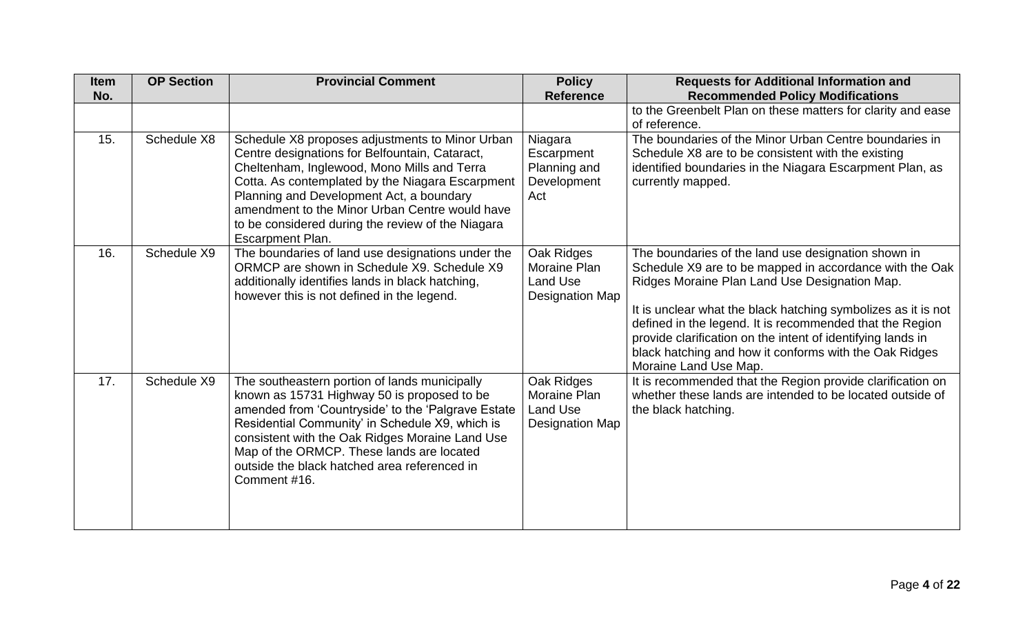| Item No. | OP Section | Provincial Comment | Policy Reference | Requests for Additional Information and Recommended Policy Modifications |
|---|---|---|---|---|
| | | | | to the Greenbelt Plan on these matters for clarity and ease of reference. |
| 15. | Schedule X8 | Schedule X8 proposes adjustments to Minor Urban Centre designations for Belfountain, Cataract, Cheltenham, Inglewood, Mono Mills and Terra Cotta. As contemplated by the Niagara Escarpment Planning and Development Act, a boundary amendment to the Minor Urban Centre would have to be considered during the review of the Niagara Escarpment Plan. | Niagara Escarpment Planning and Development Act | The boundaries of the Minor Urban Centre boundaries in Schedule X8 are to be consistent with the existing identified boundaries in the Niagara Escarpment Plan, as currently mapped. |
| 16. | Schedule X9 | The boundaries of land use designations under the ORMCP are shown in Schedule X9. Schedule X9 additionally identifies lands in black hatching, however this is not defined in the legend. | Oak Ridges Moraine Plan Land Use Designation Map | The boundaries of the land use designation shown in Schedule X9 are to be mapped in accordance with the Oak Ridges Moraine Plan Land Use Designation Map.<br><br>It is unclear what the black hatching symbolizes as it is not defined in the legend. It is recommended that the Region provide clarification on the intent of identifying lands in black hatching and how it conforms with the Oak Ridges Moraine Land Use Map. |
| 17. | Schedule X9 | The southeastern portion of lands municipally known as 15731 Highway 50 is proposed to be amended from 'Countryside' to the 'Palgrave Estate Residential Community' in Schedule X9, which is consistent with the Oak Ridges Moraine Land Use Map of the ORMCP. These lands are located outside the black hatched area referenced in Comment #16. | Oak Ridges Moraine Plan Land Use Designation Map | It is recommended that the Region provide clarification on whether these lands are intended to be located outside of the black hatching. |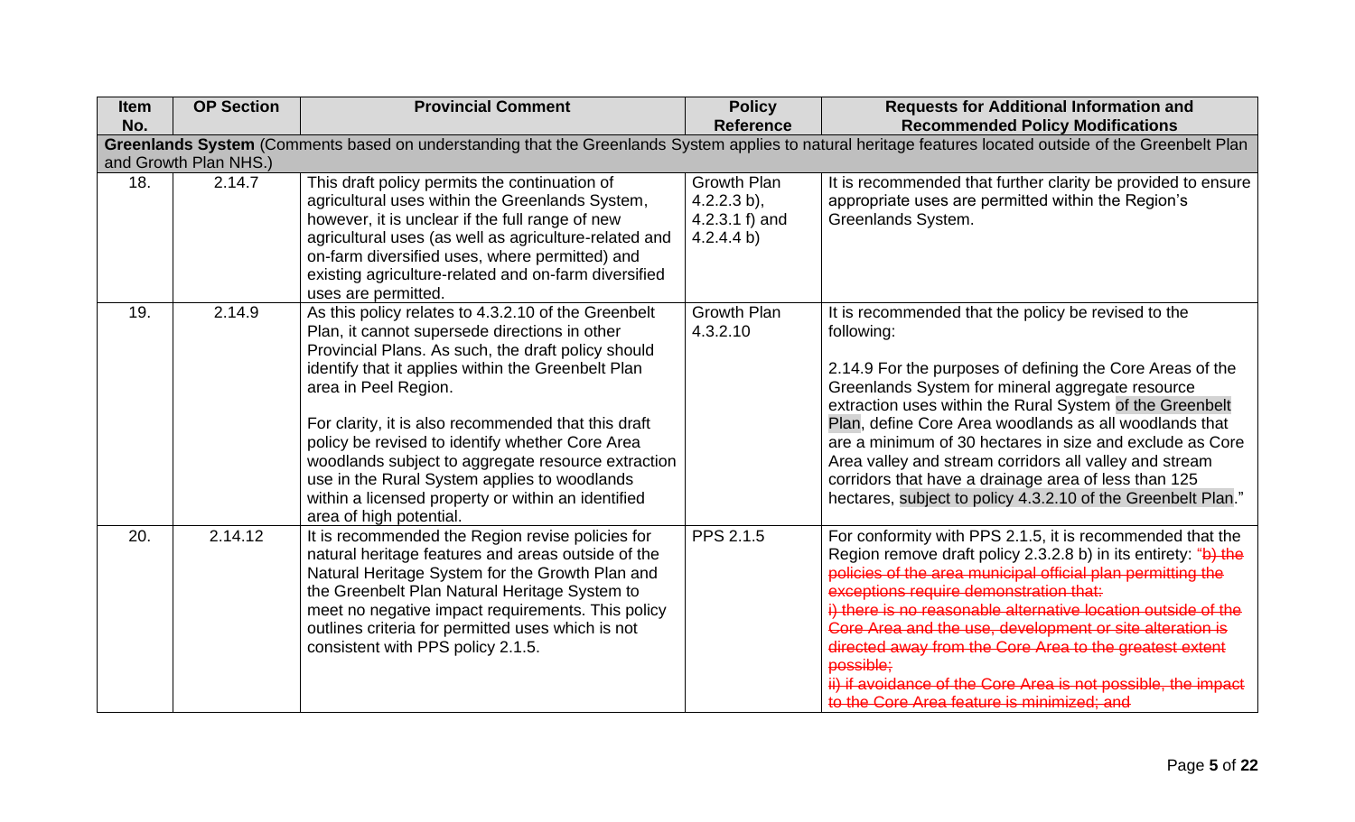| Item No. | OP Section | Provincial Comment | Policy Reference | Requests for Additional Information and Recommended Policy Modifications |
|---|---|---|---|---|
| **Greenlands System** (Comments based on understanding that the Greenlands System applies to natural heritage features located outside of the Greenbelt Plan and Growth Plan NHS.) | | | | |
| 18. | 2.14.7 | This draft policy permits the continuation of agricultural uses within the Greenlands System, however, it is unclear if the full range of new agricultural uses (as well as agriculture-related and on-farm diversified uses, where permitted) and existing agriculture-related and on-farm diversified uses are permitted. | Growth Plan 4.2.2.3 b), 4.2.3.1 f) and 4.2.4.4 b) | It is recommended that further clarity be provided to ensure appropriate uses are permitted within the Region's Greenlands System. |
| 19. | 2.14.9 | As this policy relates to 4.3.2.10 of the Greenbelt Plan, it cannot supersede directions in other Provincial Plans. As such, the draft policy should identify that it applies within the Greenbelt Plan area in Peel Region.<br><br>For clarity, it is also recommended that this draft policy be revised to identify whether Core Area woodlands subject to aggregate resource extraction use in the Rural System applies to woodlands within a licensed property or within an identified area of high potential. | Growth Plan 4.3.2.10 | It is recommended that the policy be revised to the following:<br><br>2.14.9 For the purposes of defining the Core Areas of the Greenlands System for mineral aggregate resource extraction uses within the Rural System of the Greenbelt Plan, define Core Area woodlands as all woodlands that are a minimum of 30 hectares in size and exclude as Core Area valley and stream corridors all valley and stream corridors that have a drainage area of less than 125 hectares, subject to policy 4.3.2.10 of the Greenbelt Plan." |
| 20. | 2.14.12 | It is recommended that the Region revise policies for natural heritage features and areas outside of the Natural Heritage System for the Growth Plan and the Greenbelt Plan Natural Heritage System to meet no negative impact requirements. This policy outlines criteria for permitted uses which is not consistent with PPS policy 2.1.5. | PPS 2.1.5 | For conformity with PPS 2.1.5, it is recommended that the Region remove draft policy 2.3.2.8 b) in its entirety: "~~b) the policies of the area municipal official plan permitting the exceptions require demonstration that:~~<br>~~i) there is no reasonable alternative location outside of the Core Area and the use, development or site alteration is directed away from the Core Area to the greatest extent possible;~~<br>~~ii) if avoidance of the Core Area is not possible, the impact to the Core Area feature is minimized; and~~ |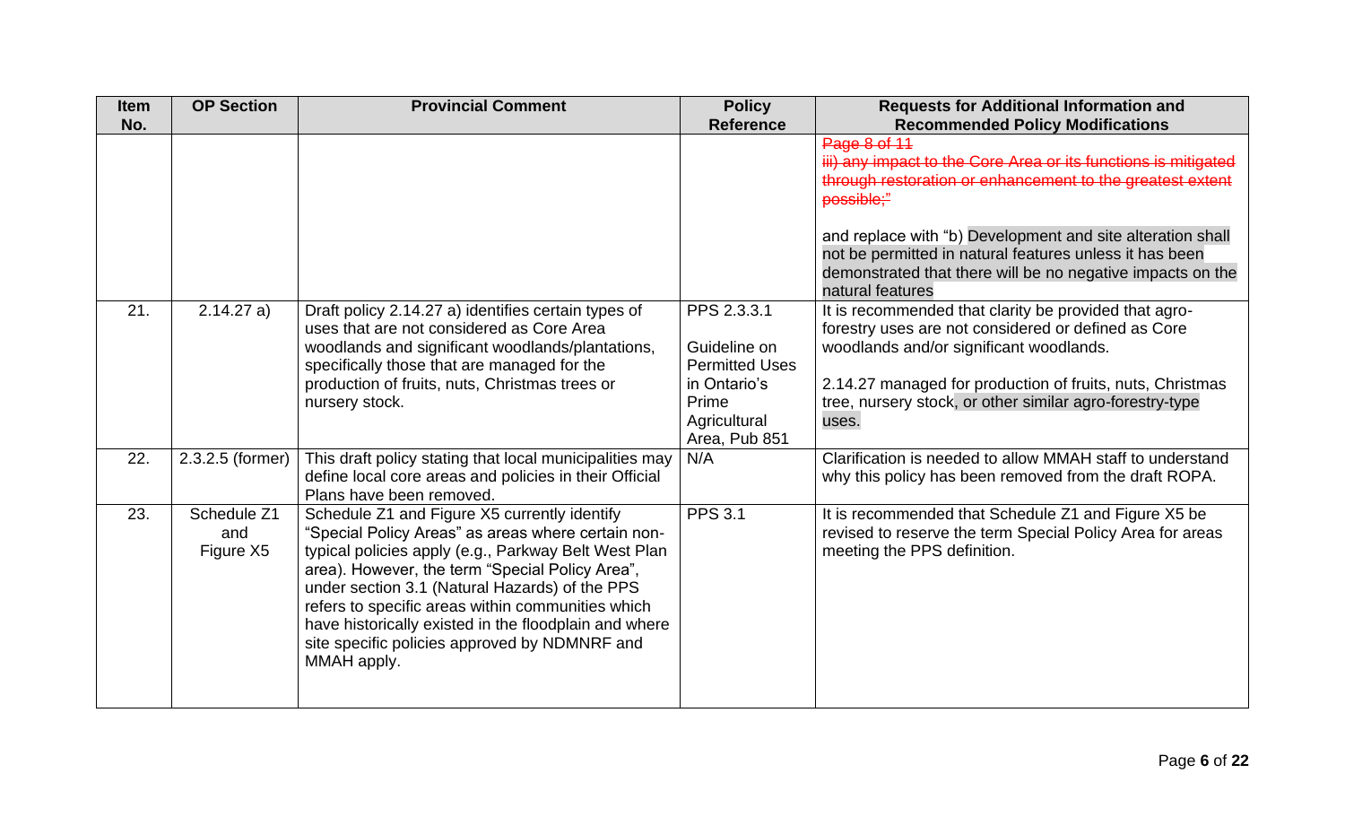| Item No. | OP Section | Provincial Comment | Policy Reference | Requests for Additional Information and Recommended Policy Modifications |
|---|---|---|---|---|
| | | | | ~~Page 8 of 11~~<br>~~iii) any impact to the Core Area or its functions is mitigated through restoration or enhancement to the greatest extent possible;"~~<br><br>and replace with "b) Development and site alteration shall not be permitted in natural features unless it has been demonstrated that there will be no negative impacts on the natural features |
| 21. | 2.14.27 a) | Draft policy 2.14.27 a) identifies certain types of uses that are not considered as Core Area woodlands and significant woodlands/plantations, specifically those that are managed for the production of fruits, nuts, Christmas trees or nursery stock. | PPS 2.3.3.1<br><br>Guideline on Permitted Uses in Ontario's Prime Agricultural Area, Pub 851 | It is recommended that clarity be provided that agro-forestry uses are not considered or defined as Core woodlands and/or significant woodlands.<br><br>2.14.27 managed for production of fruits, nuts, Christmas tree, nursery stock, or other similar agro-forestry-type uses. |
| 22. | 2.3.2.5 (former) | This draft policy stating that local municipalities may define local core areas and policies in their Official Plans have been removed. | N/A | Clarification is needed to allow MMAH staff to understand why this policy has been removed from the draft ROPA. |
| 23. | Schedule Z1 and Figure X5 | Schedule Z1 and Figure X5 currently identify "Special Policy Areas" as areas where certain non-typical policies apply (e.g., Parkway Belt West Plan area). However, the term "Special Policy Area", under section 3.1 (Natural Hazards) of the PPS refers to specific areas within communities which have historically existed in the floodplain and where site specific policies approved by NDMNRF and MMAH apply. | PPS 3.1 | It is recommended that Schedule Z1 and Figure X5 be revised to reserve the term Special Policy Area for areas meeting the PPS definition. |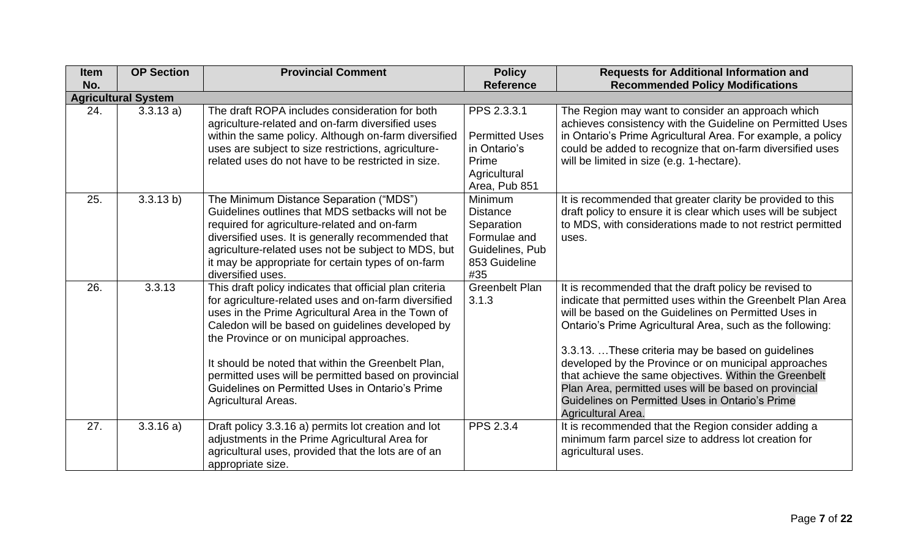| Item No. | OP Section | Provincial Comment | Policy Reference | Requests for Additional Information and Recommended Policy Modifications |
|---|---|---|---|---|
| **Agricultural System** | | | | |
| 24. | 3.3.13 a) | The draft ROPA includes consideration for both agriculture-related and on-farm diversified uses within the same policy. Although on-farm diversified uses are subject to size restrictions, agriculture-related uses do not have to be restricted in size. | PPS 2.3.3.1<br><br>Permitted Uses in Ontario's Prime Agricultural Area, Pub 851 | The Region may want to consider an approach which achieves consistency with the Guideline on Permitted Uses in Ontario's Prime Agricultural Area. For example, a policy could be added to recognize that on-farm diversified uses will be limited in size (e.g. 1-hectare). |
| 25. | 3.3.13 b) | The Minimum Distance Separation ("MDS") Guidelines outlines that MDS setbacks will not be required for agriculture-related and on-farm diversified uses. It is generally recommended that agriculture-related uses not be subject to MDS, but it may be appropriate for certain types of on-farm diversified uses. | Minimum Distance Separation Formulae and Guidelines, Pub 853 Guideline #35 | It is recommended that greater clarity be provided to this draft policy to ensure it is clear which uses will be subject to MDS, with considerations made to not restrict permitted uses. |
| 26. | 3.3.13 | This draft policy indicates that official plan criteria for agriculture-related uses and on-farm diversified uses in the Prime Agricultural Area in the Town of Caledon will be based on guidelines developed by the Province or on municipal approaches.<br><br>It should be noted that within the Greenbelt Plan, permitted uses will be permitted based on provincial Guidelines on Permitted Uses in Ontario's Prime Agricultural Areas. | Greenbelt Plan 3.1.3 | It is recommended that the draft policy be revised to indicate that permitted uses within the Greenbelt Plan Area will be based on the Guidelines on Permitted Uses in Ontario's Prime Agricultural Area, such as the following:<br><br>3.3.13. …These criteria may be based on guidelines developed by the Province or on municipal approaches that achieve the same objectives. Within the Greenbelt Plan Area, permitted uses will be based on provincial Guidelines on Permitted Uses in Ontario's Prime Agricultural Area. |
| 27. | 3.3.16 a) | Draft policy 3.3.16 a) permits lot creation and lot adjustments in the Prime Agricultural Area for agricultural uses, provided that the lots are of an appropriate size. | PPS 2.3.4 | It is recommended that the Region consider adding a minimum farm parcel size to address lot creation for agricultural uses. |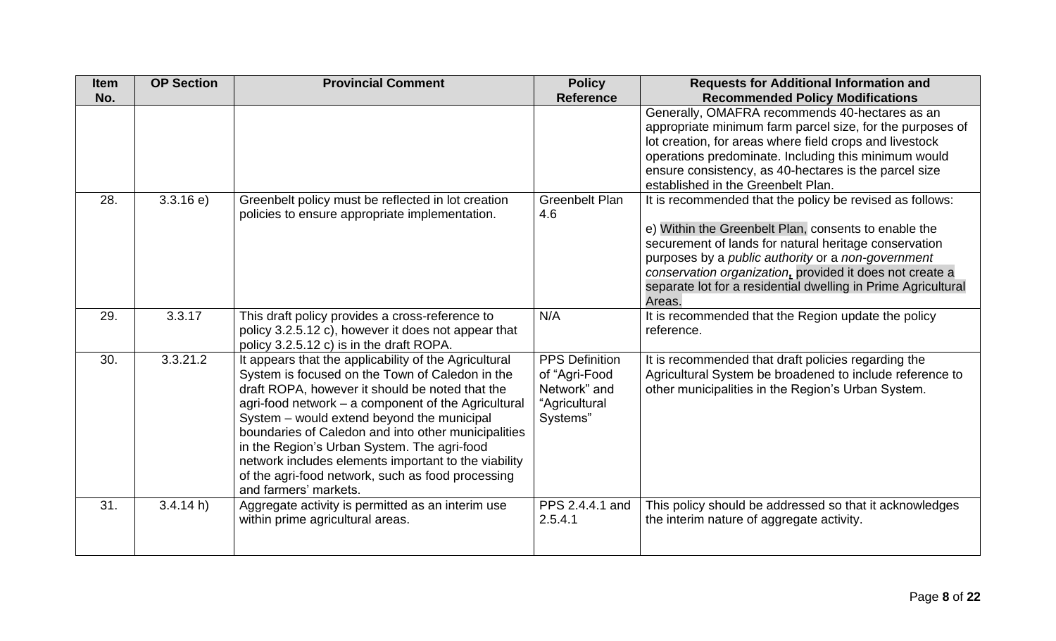| Item No. | OP Section | Provincial Comment | Policy Reference | Requests for Additional Information and Recommended Policy Modifications |
|---|---|---|---|---|
| | | | | Generally, OMAFRA recommends 40-hectares as an appropriate minimum farm parcel size, for the purposes of lot creation, for areas where field crops and livestock operations predominate. Including this minimum would ensure consistency, as 40-hectares is the parcel size established in the Greenbelt Plan. |
| 28. | 3.3.16 e) | Greenbelt policy must be reflected in lot creation policies to ensure appropriate implementation. | Greenbelt Plan 4.6 | It is recommended that the policy be revised as follows:<br><br>e) Within the Greenbelt Plan, consents to enable the securement of lands for natural heritage conservation purposes by a *public authority* or a *non-government conservation organization*, provided it does not create a separate lot for a residential dwelling in Prime Agricultural Areas. |
| 29. | 3.3.17 | This draft policy provides a cross-reference to policy 3.2.5.12 c), however it does not appear that policy 3.2.5.12 c) is in the draft ROPA. | N/A | It is recommended that the Region update the policy reference. |
| 30. | 3.3.21.2 | It appears that the applicability of the Agricultural System is focused on the Town of Caledon in the draft ROPA, however it should be noted that the agri-food network – a component of the Agricultural System – would extend beyond the municipal boundaries of Caledon and into other municipalities in the Region's Urban System. The agri-food network includes elements important to the viability of the agri-food network, such as food processing and farmers' markets. | PPS Definition of "Agri-Food Network" and "Agricultural Systems" | It is recommended that draft policies regarding the Agricultural System be broadened to include reference to other municipalities in the Region's Urban System. |
| 31. | 3.4.14 h) | Aggregate activity is permitted as an interim use within prime agricultural areas. | PPS 2.4.4.1 and 2.5.4.1 | This policy should be addressed so that it acknowledges the interim nature of aggregate activity. |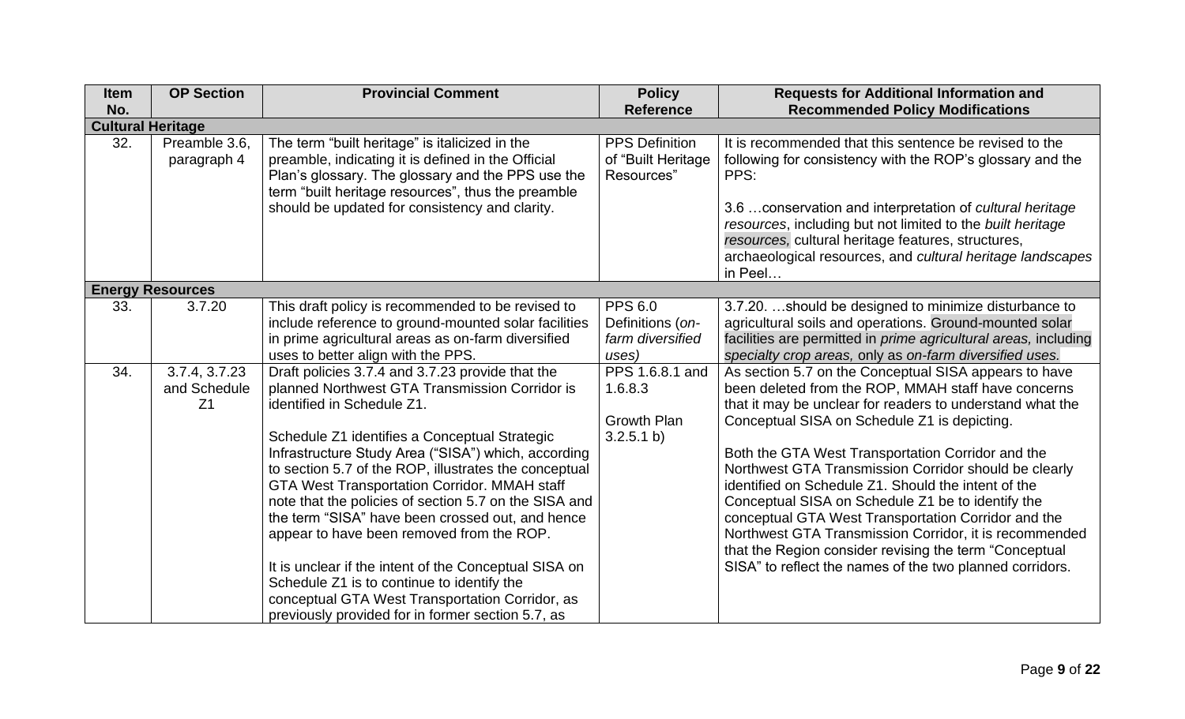| Item No. | OP Section | Provincial Comment | Policy Reference | Requests for Additional Information and Recommended Policy Modifications |
|---|---|---|---|---|
| **Cultural Heritage** | | | | |
| 32. | Preamble 3.6, paragraph 4 | The term "built heritage" is italicized in the preamble, indicating it is defined in the Official Plan's glossary. The glossary and the PPS use the term "built heritage resources", thus the preamble should be updated for consistency and clarity. | PPS Definition of "Built Heritage Resources" | It is recommended that this sentence be revised to the following for consistency with the ROP's glossary and the PPS:<br><br>3.6 …conservation and interpretation of *cultural heritage resources*, including but not limited to the *built heritage resources,* cultural heritage features, structures, archaeological resources, and *cultural heritage landscapes* in Peel… |
| **Energy Resources** | | | | |
| 33. | 3.7.20 | This draft policy is recommended to be revised to include reference to ground-mounted solar facilities in prime agricultural areas as on-farm diversified uses to better align with the PPS. | PPS 6.0 Definitions (*on-farm diversified uses*) | 3.7.20. …should be designed to minimize disturbance to agricultural soils and operations. Ground-mounted solar facilities are permitted in *prime agricultural areas,* including *specialty crop areas,* only as *on-farm diversified uses.* |
| 34. | 3.7.4, 3.7.23 and Schedule Z1 | Draft policies 3.7.4 and 3.7.23 provide that the planned Northwest GTA Transmission Corridor is identified in Schedule Z1.<br><br>Schedule Z1 identifies a Conceptual Strategic Infrastructure Study Area ("SISA") which, according to section 5.7 of the ROP, illustrates the conceptual GTA West Transportation Corridor. MMAH staff note that the policies of section 5.7 on the SISA and the term "SISA" have been crossed out, and hence appear to have been removed from the ROP.<br><br>It is unclear if the intent of the Conceptual SISA on Schedule Z1 is to continue to identify the conceptual GTA West Transportation Corridor, as previously provided for in former section 5.7, as | PPS 1.6.8.1 and 1.6.8.3<br><br>Growth Plan 3.2.5.1 b) | As section 5.7 on the Conceptual SISA appears to have been deleted from the ROP, MMAH staff have concerns that it may be unclear for readers to understand what the Conceptual SISA on Schedule Z1 is depicting.<br><br>Both the GTA West Transportation Corridor and the Northwest GTA Transmission Corridor should be clearly identified on Schedule Z1. Should the intent of the Conceptual SISA on Schedule Z1 be to identify the conceptual GTA West Transportation Corridor and the Northwest GTA Transmission Corridor, it is recommended that the Region consider revising the term "Conceptual SISA" to reflect the names of the two planned corridors. |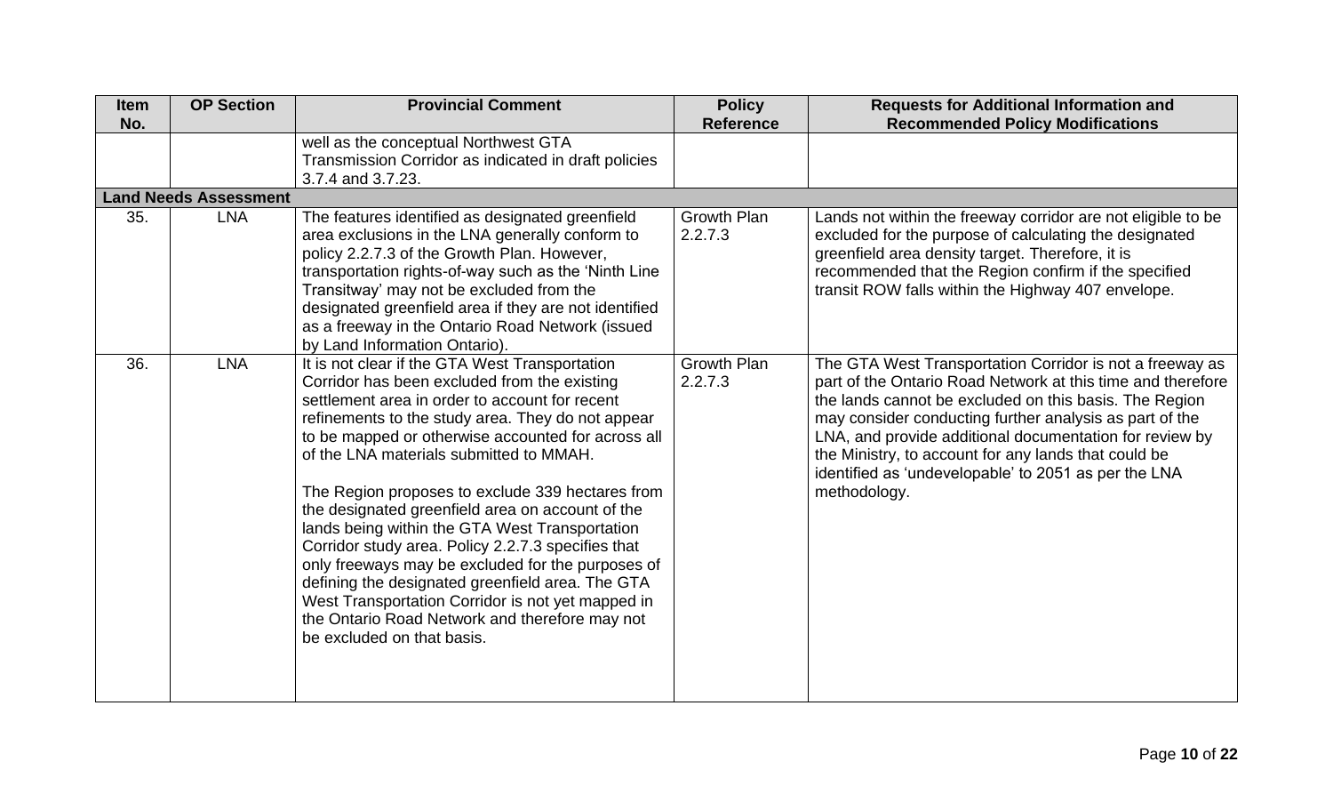| Item No. | OP Section | Provincial Comment | Policy Reference | Requests for Additional Information and Recommended Policy Modifications |
|---|---|---|---|---|
| | | well as the conceptual Northwest GTA Transmission Corridor as indicated in draft policies 3.7.4 and 3.7.23. | | |
| **Land Needs Assessment** | | | | |
| 35. | LNA | The features identified as designated greenfield area exclusions in the LNA generally conform to policy 2.2.7.3 of the Growth Plan. However, transportation rights-of-way such as the 'Ninth Line Transitway' may not be excluded from the designated greenfield area if they are not identified as a freeway in the Ontario Road Network (issued by Land Information Ontario). | Growth Plan 2.2.7.3 | Lands not within the freeway corridor are not eligible to be excluded for the purpose of calculating the designated greenfield area density target. Therefore, it is recommended that the Region confirm if the specified transit ROW falls within the Highway 407 envelope. |
| 36. | LNA | It is not clear if the GTA West Transportation Corridor has been excluded from the existing settlement area in order to account for recent refinements to the study area. They do not appear to be mapped or otherwise accounted for across all of the LNA materials submitted to MMAH.<br><br>The Region proposes to exclude 339 hectares from the designated greenfield area on account of the lands being within the GTA West Transportation Corridor study area. Policy 2.2.7.3 specifies that only freeways may be excluded for the purposes of defining the designated greenfield area. The GTA West Transportation Corridor is not yet mapped in the Ontario Road Network and therefore may not be excluded on that basis. | Growth Plan 2.2.7.3 | The GTA West Transportation Corridor is not a freeway as part of the Ontario Road Network at this time and therefore the lands cannot be excluded on this basis. The Region may consider conducting further analysis as part of the LNA, and provide additional documentation for review by the Ministry, to account for any lands that could be identified as 'undevelopable' to 2051 as per the LNA methodology. |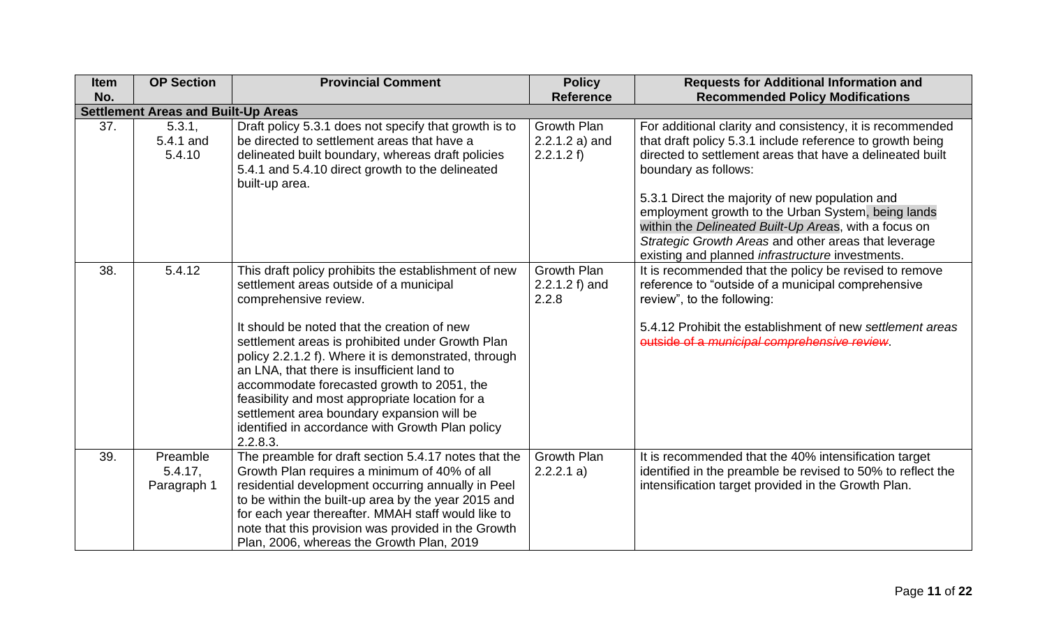| Item No. | OP Section | Provincial Comment | Policy Reference | Requests for Additional Information and Recommended Policy Modifications |
|---|---|---|---|---|
| **Settlement Areas and Built-Up Areas** | | | | |
| 37. | 5.3.1, 5.4.1 and 5.4.10 | Draft policy 5.3.1 does not specify that growth is to be directed to settlement areas that have a delineated built boundary, whereas draft policies 5.4.1 and 5.4.10 direct growth to the delineated built-up area. | Growth Plan 2.2.1.2 a) and 2.2.1.2 f) | For additional clarity and consistency, it is recommended that draft policy 5.3.1 include reference to growth being directed to settlement areas that have a delineated built boundary as follows:<br><br>5.3.1 Direct the majority of new population and employment growth to the Urban System, being lands within the *Delineated Built-Up Areas*, with a focus on *Strategic Growth Areas* and other areas that leverage existing and planned *infrastructure* investments. |
| 38. | 5.4.12 | This draft policy prohibits the establishment of new settlement areas outside of a municipal comprehensive review.<br><br>It should be noted that the creation of new settlement areas is prohibited under Growth Plan policy 2.2.1.2 f). Where it is demonstrated, through an LNA, that there is insufficient land to accommodate forecasted growth to 2051, the feasibility and most appropriate location for a settlement area boundary expansion will be identified in accordance with Growth Plan policy 2.2.8.3. | Growth Plan 2.2.1.2 f) and 2.2.8 | It is recommended that the policy be revised to remove reference to "outside of a municipal comprehensive review", to the following:<br><br>5.4.12 Prohibit the establishment of new *settlement areas* ~~outside of a *municipal comprehensive review*~~. |
| 39. | Preamble 5.4.17, Paragraph 1 | The preamble for draft section 5.4.17 notes that the Growth Plan requires a minimum of 40% of all residential development occurring annually in Peel to be within the built-up area by the year 2015 and for each year thereafter. MMAH staff would like to note that this provision was provided in the Growth Plan, 2006, whereas the Growth Plan, 2019 | Growth Plan 2.2.2.1 a) | It is recommended that the 40% intensification target identified in the preamble be revised to 50% to reflect the intensification target provided in the Growth Plan. |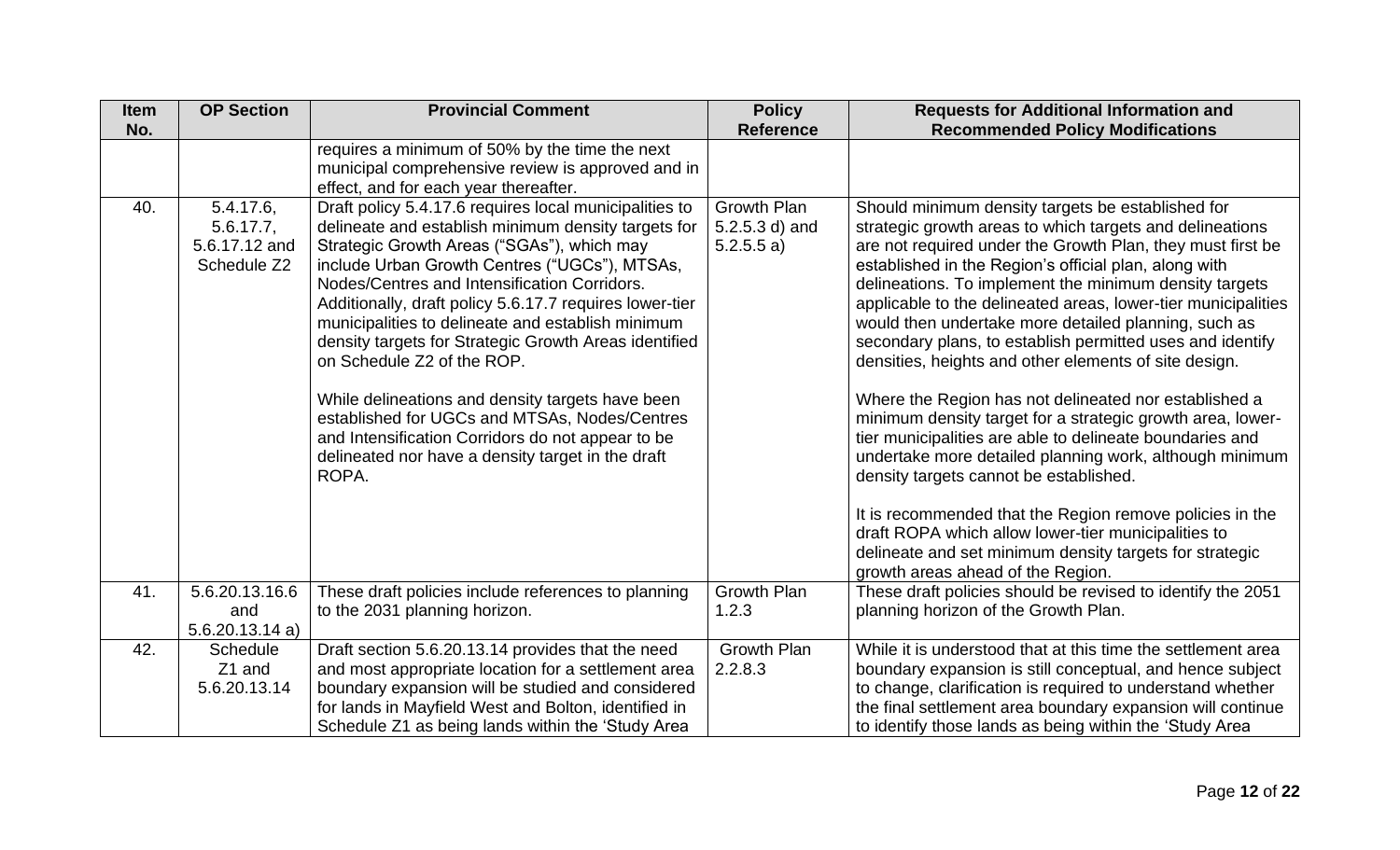| Item No. | OP Section | Provincial Comment | Policy Reference | Requests for Additional Information and Recommended Policy Modifications |
|---|---|---|---|---|
| | | requires a minimum of 50% by the time the next municipal comprehensive review is approved and in effect, and for each year thereafter. | | |
| 40. | 5.4.17.6, 5.6.17.7, 5.6.17.12 and Schedule Z2 | Draft policy 5.4.17.6 requires local municipalities to delineate and establish minimum density targets for Strategic Growth Areas ("SGAs"), which may include Urban Growth Centres ("UGCs"), MTSAs, Nodes/Centres and Intensification Corridors. Additionally, draft policy 5.6.17.7 requires lower-tier municipalities to delineate and establish minimum density targets for Strategic Growth Areas identified on Schedule Z2 of the ROP.<br><br>While delineations and density targets have been established for UGCs and MTSAs, Nodes/Centres and Intensification Corridors do not appear to be delineated nor have a density target in the draft ROPA. | Growth Plan 5.2.5.3 d) and 5.2.5.5 a) | Should minimum density targets be established for strategic growth areas to which targets and delineations are not required under the Growth Plan, they must first be established in the Region's official plan, along with delineations. To implement the minimum density targets applicable to the delineated areas, lower-tier municipalities would then undertake more detailed planning, such as secondary plans, to establish permitted uses and identify densities, heights and other elements of site design.<br><br>Where the Region has not delineated nor established a minimum density target for a strategic growth area, lower-tier municipalities are able to delineate boundaries and undertake more detailed planning work, although minimum density targets cannot be established.<br><br>It is recommended that the Region remove policies in the draft ROPA which allow lower-tier municipalities to delineate and set minimum density targets for strategic growth areas ahead of the Region. |
| 41. | 5.6.20.13.16.6 and 5.6.20.13.14 a) | These draft policies include references to planning to the 2031 planning horizon. | Growth Plan 1.2.3 | These draft policies should be revised to identify the 2051 planning horizon of the Growth Plan. |
| 42. | Schedule Z1 and 5.6.20.13.14 | Draft section 5.6.20.13.14 provides that the need and most appropriate location for a settlement area boundary expansion will be studied and considered for lands in Mayfield West and Bolton, identified in Schedule Z1 as being lands within the 'Study Area | Growth Plan 2.2.8.3 | While it is understood that at this time the settlement area boundary expansion is still conceptual, and hence subject to change, clarification is required to understand whether the final settlement area boundary expansion will continue to identify those lands as being within the 'Study Area |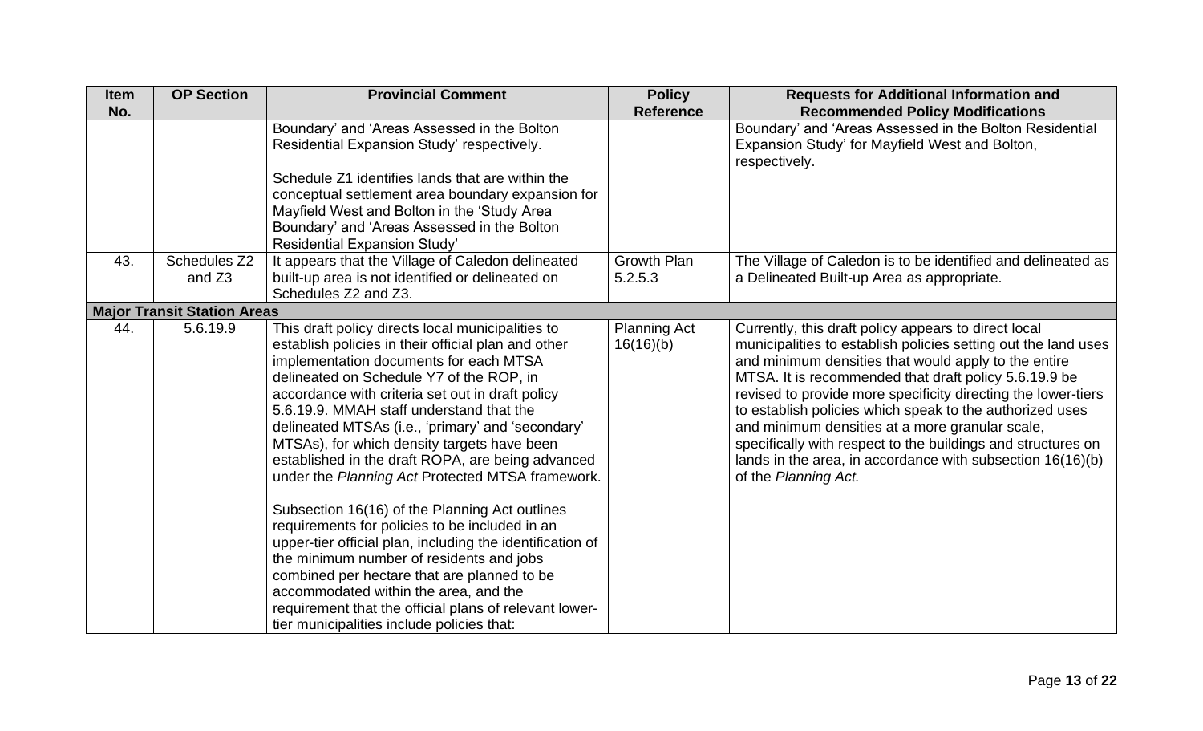| Item No. | OP Section | Provincial Comment | Policy Reference | Requests for Additional Information and Recommended Policy Modifications |
|---|---|---|---|---|
| | | Boundary' and 'Areas Assessed in the Bolton Residential Expansion Study' respectively.<br><br>Schedule Z1 identifies lands that are within the conceptual settlement area boundary expansion for Mayfield West and Bolton in the 'Study Area Boundary' and 'Areas Assessed in the Bolton Residential Expansion Study' | | Boundary' and 'Areas Assessed in the Bolton Residential Expansion Study' for Mayfield West and Bolton, respectively. |
| 43. | Schedules Z2 and Z3 | It appears that the Village of Caledon delineated built-up area is not identified or delineated on Schedules Z2 and Z3. | Growth Plan 5.2.5.3 | The Village of Caledon is to be identified and delineated as a Delineated Built-up Area as appropriate. |
| **Major Transit Station Areas** | | | | |
| 44. | 5.6.19.9 | This draft policy directs local municipalities to establish policies in their official plan and other implementation documents for each MTSA delineated on Schedule Y7 of the ROP, in accordance with criteria set out in draft policy 5.6.19.9. MMAH staff understand that the delineated MTSAs (i.e., 'primary' and 'secondary' MTSAs), for which density targets have been established in the draft ROPA, are being advanced under the *Planning Act* Protected MTSA framework.<br><br>Subsection 16(16) of the Planning Act outlines requirements for policies to be included in an upper-tier official plan, including the identification of the minimum number of residents and jobs combined per hectare that are planned to be accommodated within the area, and the requirement that the official plans of relevant lower-tier municipalities include policies that: | Planning Act 16(16)(b) | Currently, this draft policy appears to direct local municipalities to establish policies setting out the land uses and minimum densities that would apply to the entire MTSA. It is recommended that draft policy 5.6.19.9 be revised to provide more specificity directing the lower-tiers to establish policies which speak to the authorized uses and minimum densities at a more granular scale, specifically with respect to the buildings and structures on lands in the area, in accordance with subsection 16(16)(b) of the *Planning Act.* |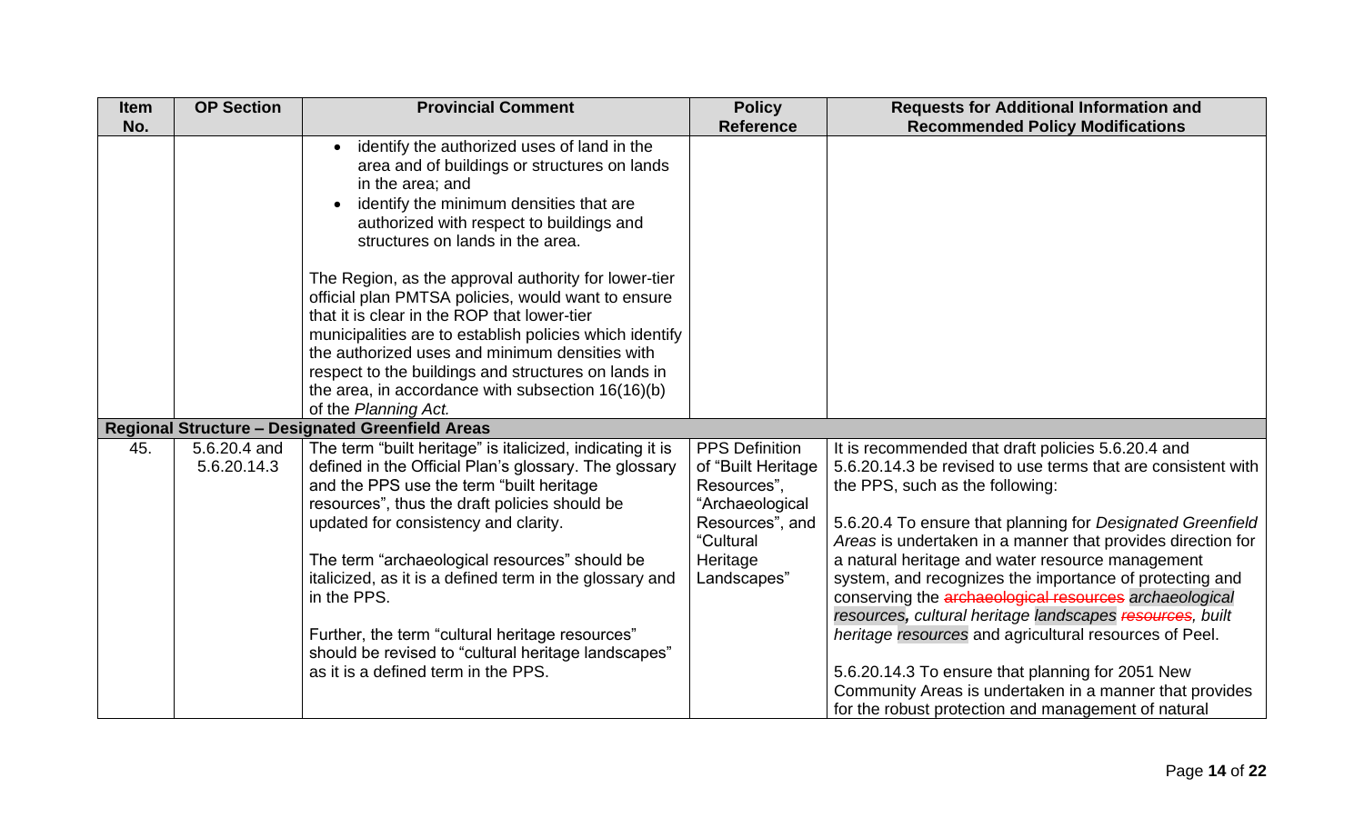| Item No. | OP Section | Provincial Comment | Policy Reference | Requests for Additional Information and Recommended Policy Modifications |
|---|---|---|---|---|
| | | • identify the authorized uses of land in the area and of buildings or structures on lands in the area; and<br>• identify the minimum densities that are authorized with respect to buildings and structures on lands in the area.<br><br>The Region, as the approval authority for lower-tier official plan PMTSA policies, would want to ensure that it is clear in the ROP that lower-tier municipalities are to establish policies which identify the authorized uses and minimum densities with respect to the buildings and structures on lands in the area, in accordance with subsection 16(16)(b) of the *Planning Act.* | | |
| **Regional Structure – Designated Greenfield Areas** | | | | |
| 45. | 5.6.20.4 and 5.6.20.14.3 | The term "built heritage" is italicized, indicating it is defined in the Official Plan's glossary. The glossary and the PPS use the term "built heritage resources", thus the draft policies should be updated for consistency and clarity.<br><br>The term "archaeological resources" should be italicized, as it is a defined term in the glossary and in the PPS.<br><br>Further, the term "cultural heritage resources" should be revised to "cultural heritage landscapes" as it is a defined term in the PPS. | PPS Definition of "Built Heritage Resources", "Archaeological Resources", and "Cultural Heritage Landscapes" | It is recommended that draft policies 5.6.20.4 and 5.6.20.14.3 be revised to use terms that are consistent with the PPS, such as the following:<br><br>5.6.20.4 To ensure that planning for *Designated Greenfield Areas* is undertaken in a manner that provides direction for a natural heritage and water resource management system, and recognizes the importance of protecting and conserving the ~~archaeological resources~~ *archaeological resources**,** cultural heritage landscapes* ~~*resources*~~*, built heritage resources* and agricultural resources of Peel.<br><br>5.6.20.14.3 To ensure that planning for 2051 New Community Areas is undertaken in a manner that provides for the robust protection and management of natural |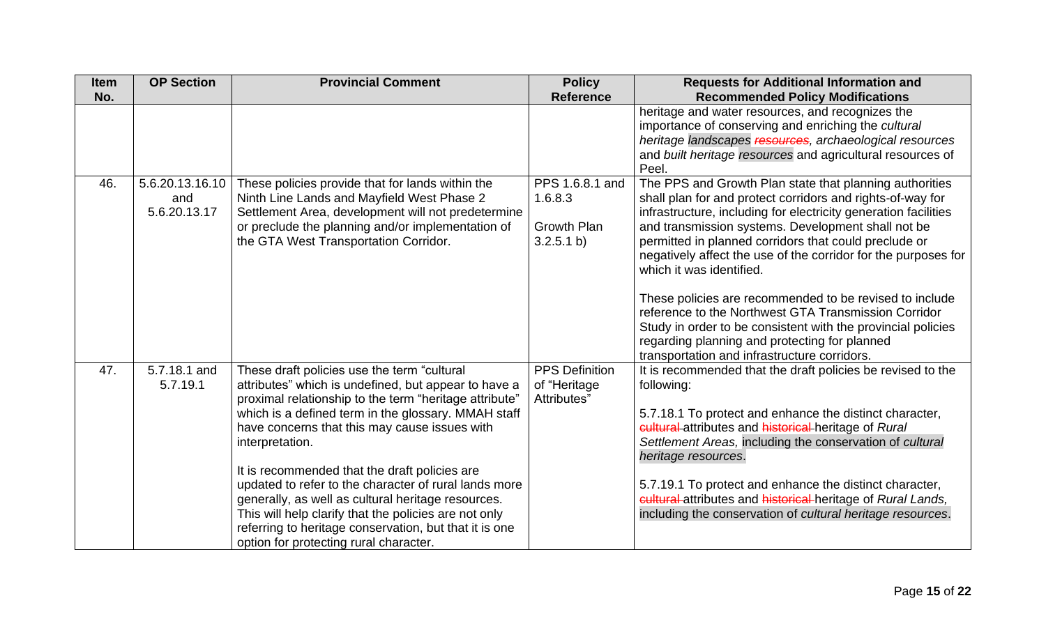| Item No. | OP Section | Provincial Comment | Policy Reference | Requests for Additional Information and Recommended Policy Modifications |
|---|---|---|---|---|
| | | | | heritage and water resources, and recognizes the importance of conserving and enriching the *cultural heritage landscapes* ~~*resources*~~, *archaeological resources* and *built heritage resources* and agricultural resources of Peel. |
| 46. | 5.6.20.13.16.10 and 5.6.20.13.17 | These policies provide that for lands within the Ninth Line Lands and Mayfield West Phase 2 Settlement Area, development will not predetermine or preclude the planning and/or implementation of the GTA West Transportation Corridor. | PPS 1.6.8.1 and 1.6.8.3<br><br>Growth Plan 3.2.5.1 b) | The PPS and Growth Plan state that planning authorities shall plan for and protect corridors and rights-of-way for infrastructure, including for electricity generation facilities and transmission systems. Development shall not be permitted in planned corridors that could preclude or negatively affect the use of the corridor for the purposes for which it was identified.<br><br>These policies are recommended to be revised to include reference to the Northwest GTA Transmission Corridor Study in order to be consistent with the provincial policies regarding planning and protecting for planned transportation and infrastructure corridors. |
| 47. | 5.7.18.1 and 5.7.19.1 | These draft policies use the term "cultural attributes" which is undefined, but appear to have a proximal relationship to the term "heritage attribute" which is a defined term in the glossary. MMAH staff have concerns that this may cause issues with interpretation.<br><br>It is recommended that the draft policies are updated to refer to the character of rural lands more generally, as well as cultural heritage resources. This will help clarify that the policies are not only referring to heritage conservation, but that it is one option for protecting rural character. | PPS Definition of "Heritage Attributes" | It is recommended that the draft policies be revised to the following:<br><br>5.7.18.1 To protect and enhance the distinct character, ~~cultural~~ attributes and ~~historical~~ heritage of *Rural Settlement Areas,* including the conservation of *cultural heritage resources*.<br><br>5.7.19.1 To protect and enhance the distinct character, ~~cultural~~ attributes and ~~historical~~ heritage of *Rural Lands,* including the conservation of *cultural heritage resources*. |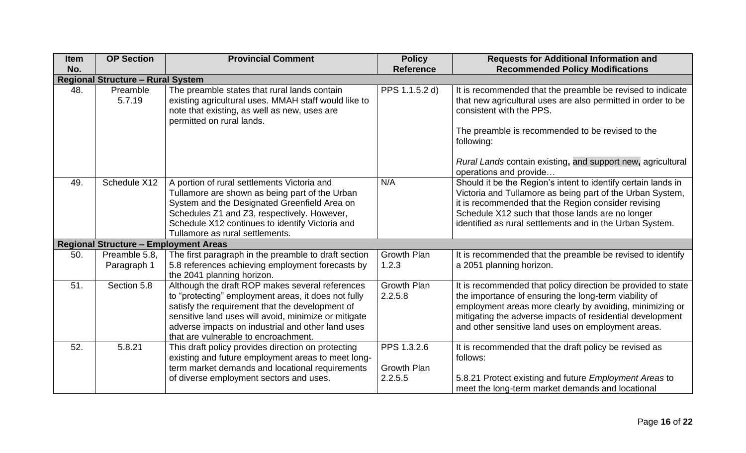| Item No. | OP Section | Provincial Comment | Policy Reference | Requests for Additional Information and Recommended Policy Modifications |
|---|---|---|---|---|
| **Regional Structure – Rural System** | | | | |
| 48. | Preamble 5.7.19 | The preamble states that rural lands contain existing agricultural uses. MMAH staff would like to note that existing, as well as new, uses are permitted on rural lands. | PPS 1.1.5.2 d) | It is recommended that the preamble be revised to indicate that new agricultural uses are also permitted in order to be consistent with the PPS.<br><br>The preamble is recommended to be revised to the following:<br><br>*Rural Lands* contain existing**,** and support new**,** agricultural operations and provide… |
| 49. | Schedule X12 | A portion of rural settlements Victoria and Tullamore are shown as being part of the Urban System and the Designated Greenfield Area on Schedules Z1 and Z3, respectively. However, Schedule X12 continues to identify Victoria and Tullamore as rural settlements. | N/A | Should it be the Region's intent to identify certain lands in Victoria and Tullamore as being part of the Urban System, it is recommended that the Region consider revising Schedule X12 such that those lands are no longer identified as rural settlements and in the Urban System. |
| **Regional Structure – Employment Areas** | | | | |
| 50. | Preamble 5.8, Paragraph 1 | The first paragraph in the preamble to draft section 5.8 references achieving employment forecasts by the 2041 planning horizon. | Growth Plan 1.2.3 | It is recommended that the preamble be revised to identify a 2051 planning horizon. |
| 51. | Section 5.8 | Although the draft ROP makes several references to "protecting" employment areas, it does not fully satisfy the requirement that the development of sensitive land uses will avoid, minimize or mitigate adverse impacts on industrial and other land uses that are vulnerable to encroachment. | Growth Plan 2.2.5.8 | It is recommended that policy direction be provided to state the importance of ensuring the long-term viability of employment areas more clearly by avoiding, minimizing or mitigating the adverse impacts of residential development and other sensitive land uses on employment areas. |
| 52. | 5.8.21 | This draft policy provides direction on protecting existing and future employment areas to meet long-term market demands and locational requirements of diverse employment sectors and uses. | PPS 1.3.2.6<br><br>Growth Plan 2.2.5.5 | It is recommended that the draft policy be revised as follows:<br><br>5.8.21 Protect existing and future *Employment Areas* to meet the long-term market demands and locational |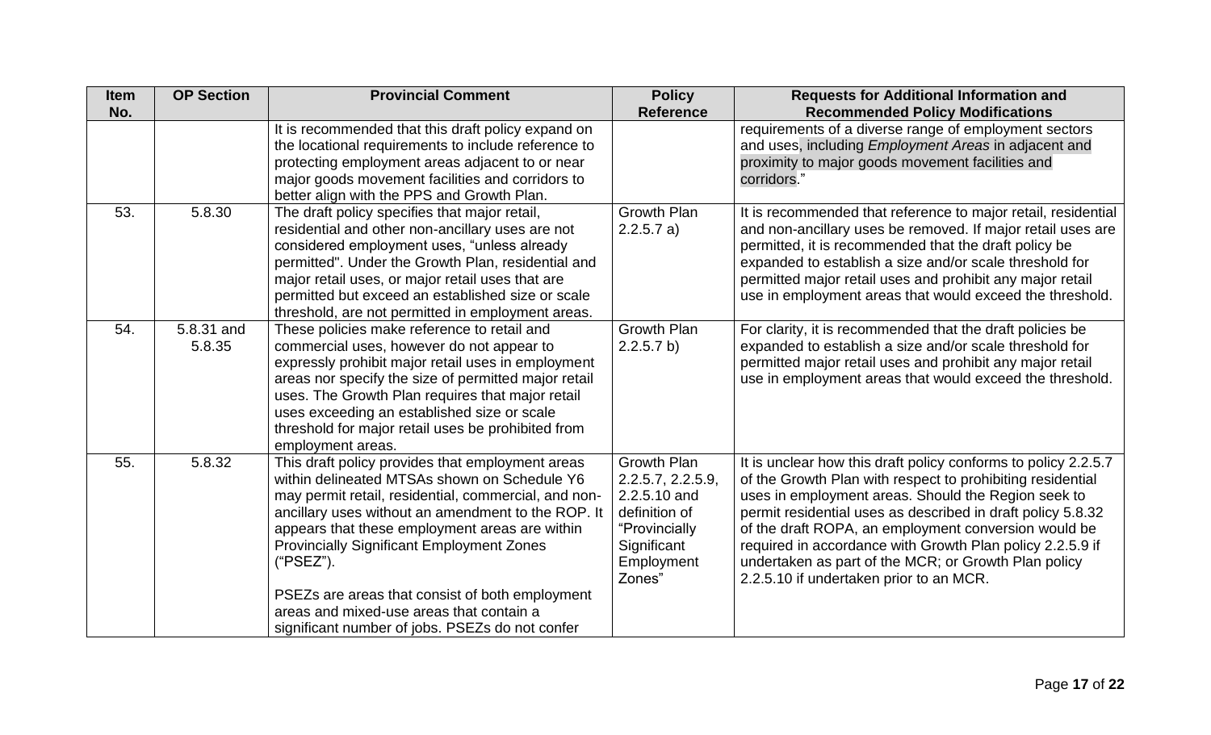| Item No. | OP Section | Provincial Comment | Policy Reference | Requests for Additional Information and Recommended Policy Modifications |
|---|---|---|---|---|
| | | It is recommended that this draft policy expand on the locational requirements to include reference to protecting employment areas adjacent to or near major goods movement facilities and corridors to better align with the PPS and Growth Plan. | | requirements of a diverse range of employment sectors and uses, including *Employment Areas* in adjacent and proximity to major goods movement facilities and corridors." |
| 53. | 5.8.30 | The draft policy specifies that major retail, residential and other non-ancillary uses are not considered employment uses, "unless already permitted". Under the Growth Plan, residential and major retail uses, or major retail uses that are permitted but exceed an established size or scale threshold, are not permitted in employment areas. | Growth Plan 2.2.5.7 a) | It is recommended that reference to major retail, residential and non-ancillary uses be removed. If major retail uses are permitted, it is recommended that the draft policy be expanded to establish a size and/or scale threshold for permitted major retail uses and prohibit any major retail use in employment areas that would exceed the threshold. |
| 54. | 5.8.31 and 5.8.35 | These policies make reference to retail and commercial uses, however do not appear to expressly prohibit major retail uses in employment areas nor specify the size of permitted major retail uses. The Growth Plan requires that major retail uses exceeding an established size or scale threshold for major retail uses be prohibited from employment areas. | Growth Plan 2.2.5.7 b) | For clarity, it is recommended that the draft policies be expanded to establish a size and/or scale threshold for permitted major retail uses and prohibit any major retail use in employment areas that would exceed the threshold. |
| 55. | 5.8.32 | This draft policy provides that employment areas within delineated MTSAs shown on Schedule Y6 may permit retail, residential, commercial, and non-ancillary uses without an amendment to the ROP. It appears that these employment areas are within Provincially Significant Employment Zones ("PSEZ").<br><br>PSEZs are areas that consist of both employment areas and mixed-use areas that contain a significant number of jobs. PSEZs do not confer | Growth Plan 2.2.5.7, 2.2.5.9, 2.2.5.10 and definition of "Provincially Significant Employment Zones" | It is unclear how this draft policy conforms to policy 2.2.5.7 of the Growth Plan with respect to prohibiting residential uses in employment areas. Should the Region seek to permit residential uses as described in draft policy 5.8.32 of the draft ROPA, an employment conversion would be required in accordance with Growth Plan policy 2.2.5.9 if undertaken as part of the MCR; or Growth Plan policy 2.2.5.10 if undertaken prior to an MCR. |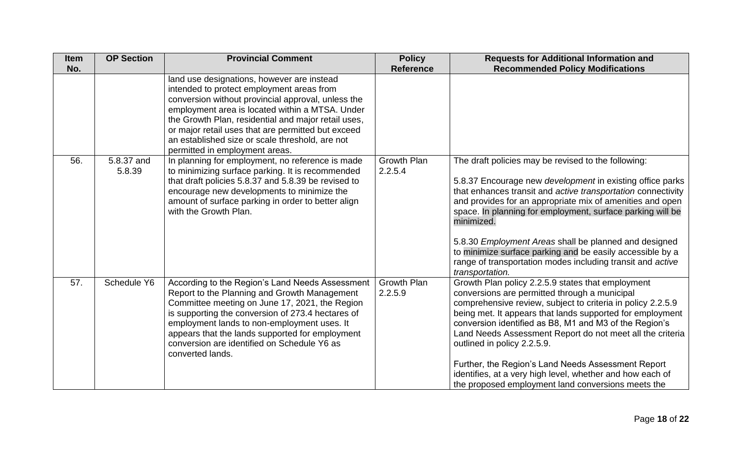| Item No. | OP Section | Provincial Comment | Policy Reference | Requests for Additional Information and Recommended Policy Modifications |
|---|---|---|---|---|
| | | land use designations, however are instead intended to protect employment areas from conversion without provincial approval, unless the employment area is located within a MTSA. Under the Growth Plan, residential and major retail uses, or major retail uses that are permitted but exceed an established size or scale threshold, are not permitted in employment areas. | | |
| 56. | 5.8.37 and 5.8.39 | In planning for employment, no reference is made to minimizing surface parking. It is recommended that draft policies 5.8.37 and 5.8.39 be revised to encourage new developments to minimize the amount of surface parking in order to better align with the Growth Plan. | Growth Plan 2.2.5.4 | The draft policies may be revised to the following:<br><br>5.8.37 Encourage new *development* in existing office parks that enhances transit and *active transportation* connectivity and provides for an appropriate mix of amenities and open space. In planning for employment, surface parking will be minimized.<br><br>5.8.30 *Employment Areas* shall be planned and designed to minimize surface parking and be easily accessible by a range of transportation modes including transit and *active transportation.* |
| 57. | Schedule Y6 | According to the Region's Land Needs Assessment Report to the Planning and Growth Management Committee meeting on June 17, 2021, the Region is supporting the conversion of 273.4 hectares of employment lands to non-employment uses. It appears that the lands supported for employment conversion are identified on Schedule Y6 as converted lands. | Growth Plan 2.2.5.9 | Growth Plan policy 2.2.5.9 states that employment conversions are permitted through a municipal comprehensive review, subject to criteria in policy 2.2.5.9 being met. It appears that lands supported for employment conversion identified as B8, M1 and M3 of the Region's Land Needs Assessment Report do not meet all the criteria outlined in policy 2.2.5.9.<br><br>Further, the Region's Land Needs Assessment Report identifies, at a very high level, whether and how each of the proposed employment land conversions meets the |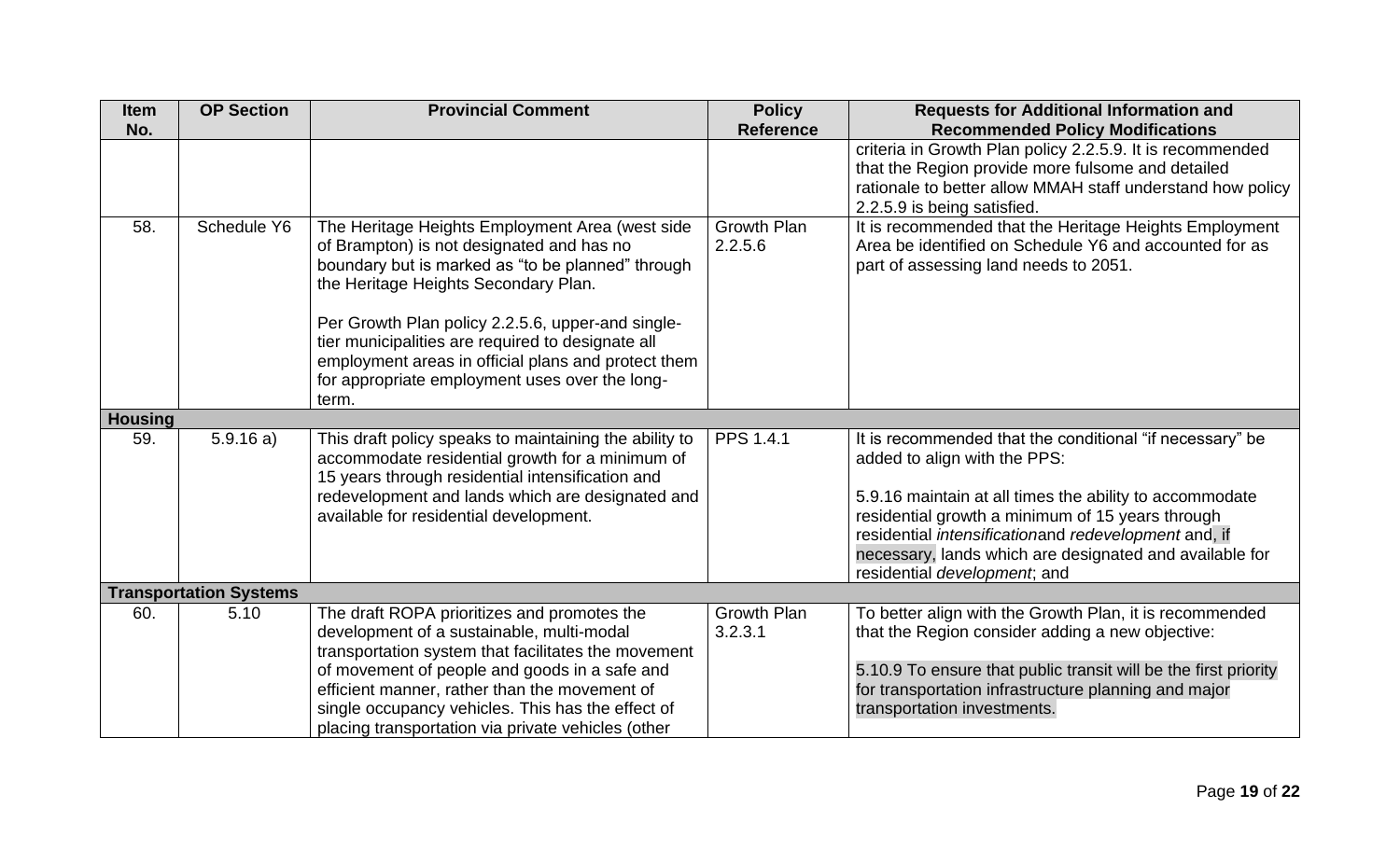| Item No. | OP Section | Provincial Comment | Policy Reference | Requests for Additional Information and Recommended Policy Modifications |
|---|---|---|---|---|
| | | | | criteria in Growth Plan policy 2.2.5.9. It is recommended that the Region provide more fulsome and detailed rationale to better allow MMAH staff understand how policy 2.2.5.9 is being satisfied. |
| 58. | Schedule Y6 | The Heritage Heights Employment Area (west side of Brampton) is not designated and has no boundary but is marked as "to be planned" through the Heritage Heights Secondary Plan.<br><br>Per Growth Plan policy 2.2.5.6, upper-and single-tier municipalities are required to designate all employment areas in official plans and protect them for appropriate employment uses over the long-term. | Growth Plan 2.2.5.6 | It is recommended that the Heritage Heights Employment Area be identified on Schedule Y6 and accounted for as part of assessing land needs to 2051. |
| **Housing** | | | | |
| 59. | 5.9.16 a) | This draft policy speaks to maintaining the ability to accommodate residential growth for a minimum of 15 years through residential intensification and redevelopment and lands which are designated and available for residential development. | PPS 1.4.1 | It is recommended that the conditional "if necessary" be added to align with the PPS:<br><br>5.9.16 maintain at all times the ability to accommodate residential growth a minimum of 15 years through residential *intensification*and *redevelopment* and, if necessary, lands which are designated and available for residential *development*; and |
| **Transportation Systems** | | | | |
| 60. | 5.10 | The draft ROPA prioritizes and promotes the development of a sustainable, multi-modal transportation system that facilitates the movement of movement of people and goods in a safe and efficient manner, rather than the movement of single occupancy vehicles. This has the effect of placing transportation via private vehicles (other | Growth Plan 3.2.3.1 | To better align with the Growth Plan, it is recommended that the Region consider adding a new objective:<br><br>5.10.9 To ensure that public transit will be the first priority for transportation infrastructure planning and major transportation investments. |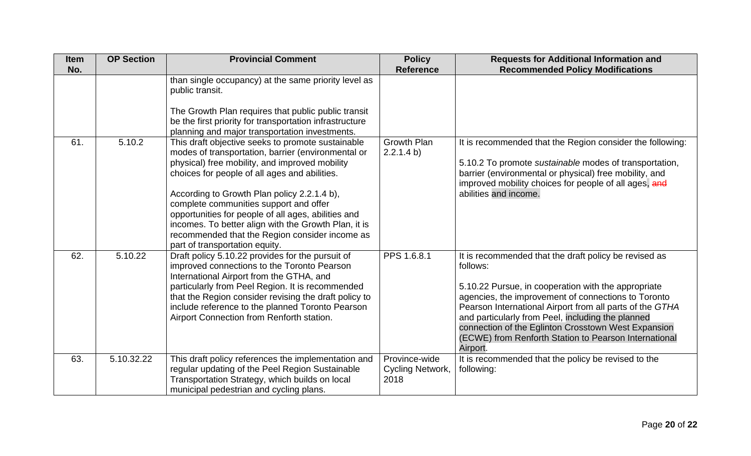| Item No. | OP Section | Provincial Comment | Policy Reference | Requests for Additional Information and Recommended Policy Modifications |
|---|---|---|---|---|
| | | than single occupancy) at the same priority level as public transit.<br><br>The Growth Plan requires that public public transit be the first priority for transportation infrastructure planning and major transportation investments. | | |
| 61. | 5.10.2 | This draft objective seeks to promote sustainable modes of transportation, barrier (environmental or physical) free mobility, and improved mobility choices for people of all ages and abilities.<br><br>According to Growth Plan policy 2.2.1.4 b), complete communities support and offer opportunities for people of all ages, abilities and incomes. To better align with the Growth Plan, it is recommended that the Region consider income as part of transportation equity. | Growth Plan 2.2.1.4 b) | It is recommended that the Region consider the following:<br><br>5.10.2 To promote *sustainable* modes of transportation, barrier (environmental or physical) free mobility, and improved mobility choices for people of all ages, ~~and~~ abilities and income. |
| 62. | 5.10.22 | Draft policy 5.10.22 provides for the pursuit of improved connections to the Toronto Pearson International Airport from the GTHA, and particularly from Peel Region. It is recommended that the Region consider revising the draft policy to include reference to the planned Toronto Pearson Airport Connection from Renforth station. | PPS 1.6.8.1 | It is recommended that the draft policy be revised as follows:<br><br>5.10.22 Pursue, in cooperation with the appropriate agencies, the improvement of connections to Toronto Pearson International Airport from all parts of the *GTHA* and particularly from Peel, including the planned connection of the Eglinton Crosstown West Expansion (ECWE) from Renforth Station to Pearson International Airport. |
| 63. | 5.10.32.22 | This draft policy references the implementation and regular updating of the Peel Region Sustainable Transportation Strategy, which builds on local municipal pedestrian and cycling plans. | Province-wide Cycling Network, 2018 | It is recommended that the policy be revised to the following: |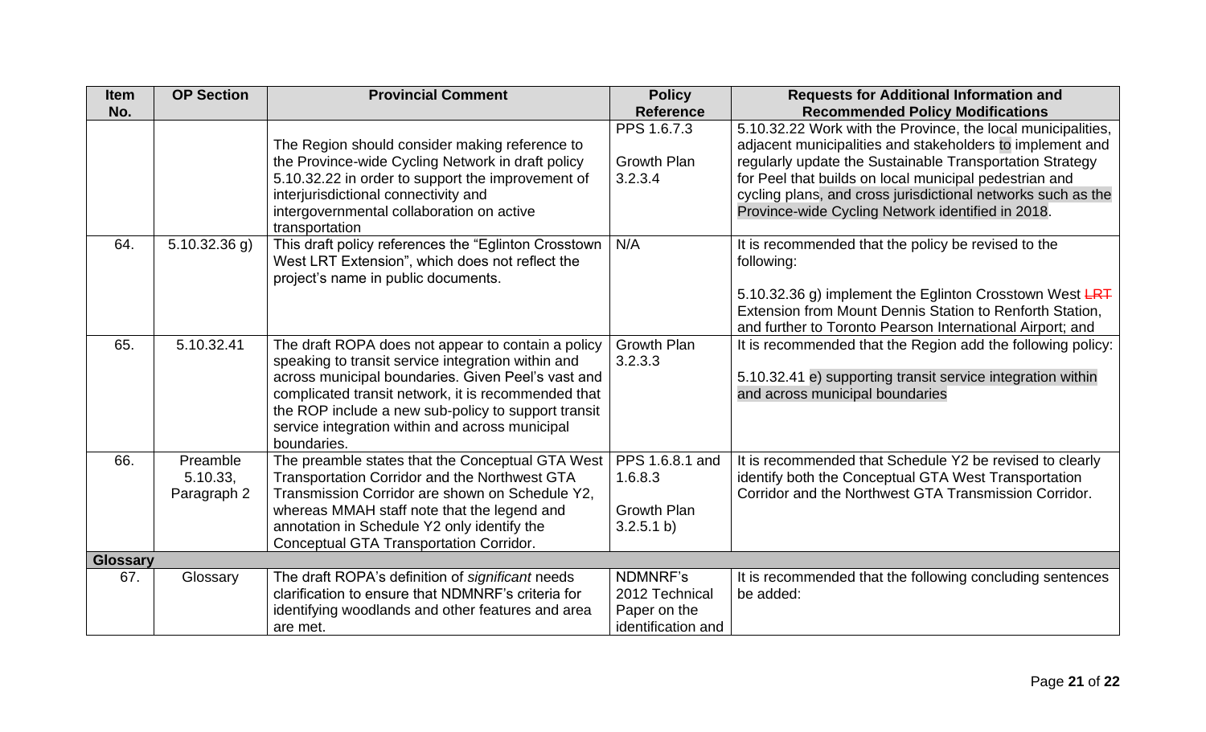| Item No. | OP Section | Provincial Comment | Policy Reference | Requests for Additional Information and Recommended Policy Modifications |
|---|---|---|---|---|
| | | The Region should consider making reference to the Province-wide Cycling Network in draft policy 5.10.32.22 in order to support the improvement of interjurisdictional connectivity and intergovernmental collaboration on active transportation | PPS 1.6.7.3<br><br>Growth Plan 3.2.3.4 | 5.10.32.22 Work with the Province, the local municipalities, adjacent municipalities and stakeholders to implement and regularly update the Sustainable Transportation Strategy for Peel that builds on local municipal pedestrian and cycling plans, and cross jurisdictional networks such as the Province-wide Cycling Network identified in 2018. |
| 64. | 5.10.32.36 g) | This draft policy references the "Eglinton Crosstown West LRT Extension", which does not reflect the project's name in public documents. | N/A | It is recommended that the policy be revised to the following:<br><br>5.10.32.36 g) implement the Eglinton Crosstown West ~~LRT~~ Extension from Mount Dennis Station to Renforth Station, and further to Toronto Pearson International Airport; and |
| 65. | 5.10.32.41 | The draft ROPA does not appear to contain a policy speaking to transit service integration within and across municipal boundaries. Given Peel's vast and complicated transit network, it is recommended that the ROP include a new sub-policy to support transit service integration within and across municipal boundaries. | Growth Plan 3.2.3.3 | It is recommended that the Region add the following policy:<br><br>5.10.32.41 e) supporting transit service integration within and across municipal boundaries |
| 66. | Preamble 5.10.33, Paragraph 2 | The preamble states that the Conceptual GTA West Transportation Corridor and the Northwest GTA Transmission Corridor are shown on Schedule Y2, whereas MMAH staff note that the legend and annotation in Schedule Y2 only identify the Conceptual GTA Transportation Corridor. | PPS 1.6.8.1 and 1.6.8.3<br><br>Growth Plan 3.2.5.1 b) | It is recommended that Schedule Y2 be revised to clearly identify both the Conceptual GTA West Transportation Corridor and the Northwest GTA Transmission Corridor. |
| **Glossary** | | | | |
| 67. | Glossary | The draft ROPA's definition of *significant* needs clarification to ensure that NDMNRF's criteria for identifying woodlands and other features and area are met. | NDMNRF's 2012 Technical Paper on the identification and | It is recommended that the following concluding sentences be added: |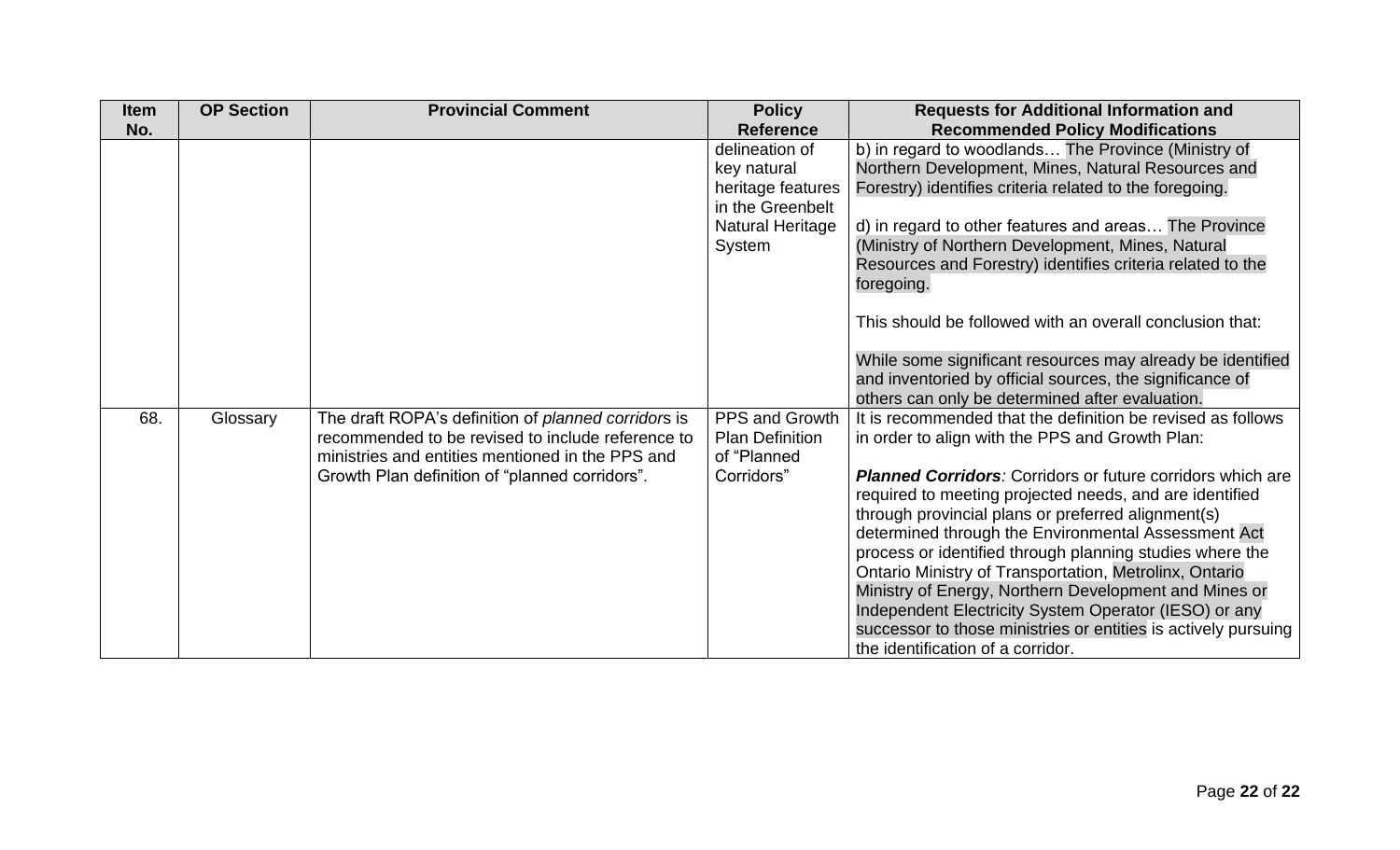| Item No. | OP Section | Provincial Comment | Policy Reference | Requests for Additional Information and Recommended Policy Modifications |
|---|---|---|---|---|
| | | | delineation of key natural heritage features in the Greenbelt Natural Heritage System | b) in regard to woodlands… The Province (Ministry of Northern Development, Mines, Natural Resources and Forestry) identifies criteria related to the foregoing.<br><br>d) in regard to other features and areas… The Province (Ministry of Northern Development, Mines, Natural Resources and Forestry) identifies criteria related to the foregoing.<br><br>This should be followed with an overall conclusion that:<br><br>While some significant resources may already be identified and inventoried by official sources, the significance of others can only be determined after evaluation. |
| 68. | Glossary | The draft ROPA's definition of *planned corridors* is recommended to be revised to include reference to ministries and entities mentioned in the PPS and Growth Plan definition of "planned corridors". | PPS and Growth Plan Definition of "Planned Corridors" | It is recommended that the definition be revised as follows in order to align with the PPS and Growth Plan:<br><br>***Planned Corridors****:* Corridors or future corridors which are required to meeting projected needs, and are identified through provincial plans or preferred alignment(s) determined through the Environmental Assessment Act process or identified through planning studies where the Ontario Ministry of Transportation, Metrolinx, Ontario Ministry of Energy, Northern Development and Mines or Independent Electricity System Operator (IESO) or any successor to those ministries or entities is actively pursuing the identification of a corridor. |